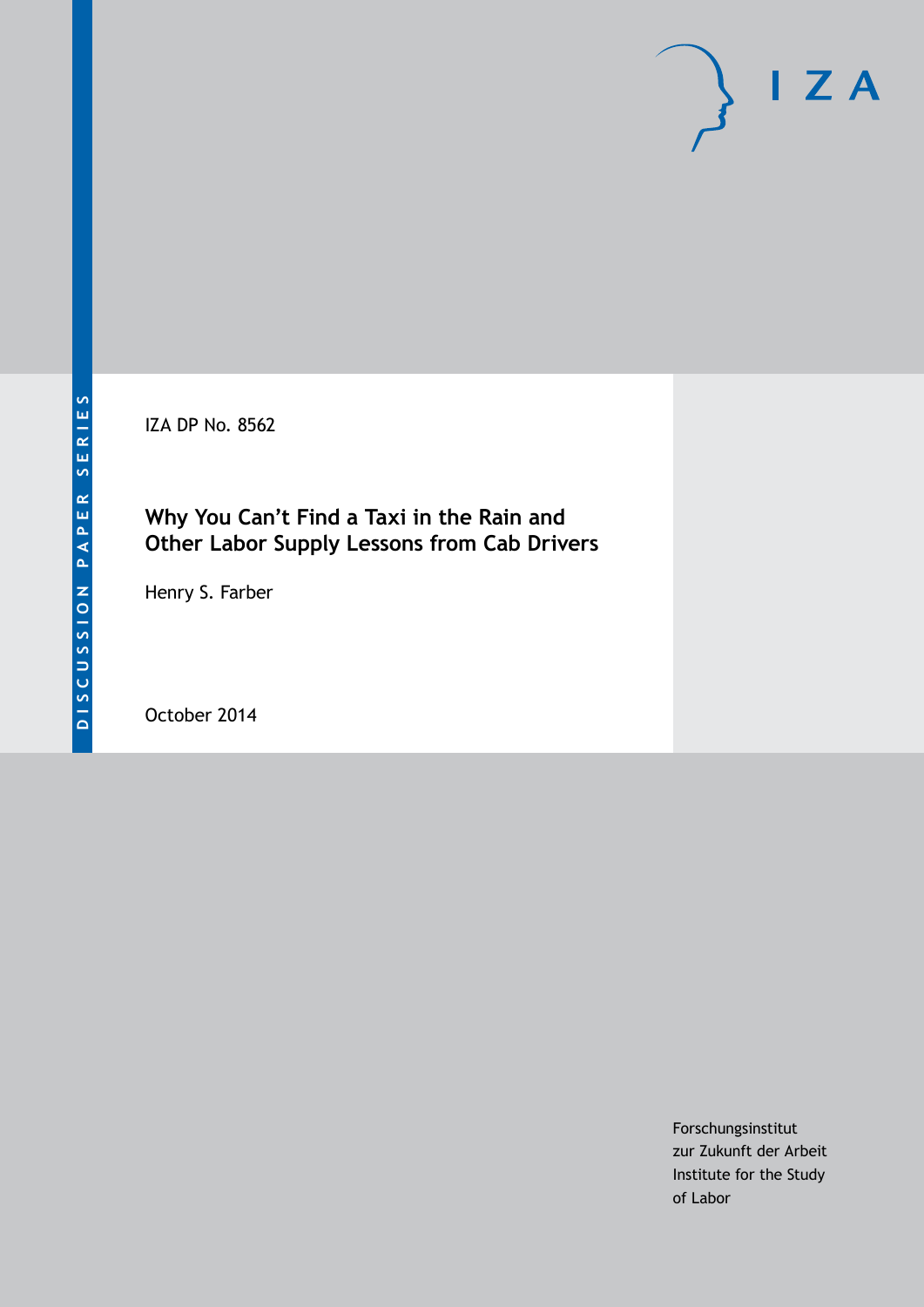DISCUSSION PAPER SERIES

IZA

IZA DP No. 8562

# Why You Can't Find a Taxi in the Rain and Other Labor Supply Lessons from Cab Drivers

Henry S. Farber

October 2014

Forschungsinstitut
zur Zukunft der Arbeit
Institute for the Study
of Labor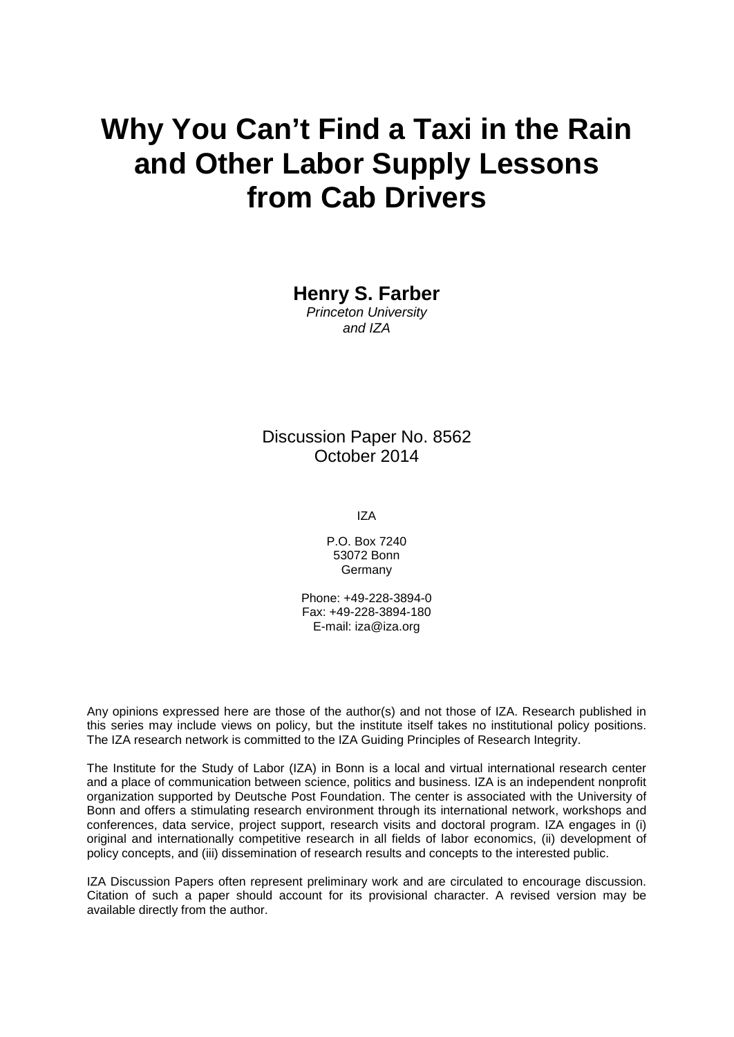# Why You Can't Find a Taxi in the Rain and Other Labor Supply Lessons from Cab Drivers

**Henry S. Farber**
*Princeton University*
*and IZA*

Discussion Paper No. 8562
October 2014

IZA

P.O. Box 7240
53072 Bonn
Germany

Phone: +49-228-3894-0
Fax: +49-228-3894-180
E-mail: iza@iza.org

Any opinions expressed here are those of the author(s) and not those of IZA. Research published in this series may include views on policy, but the institute itself takes no institutional policy positions. The IZA research network is committed to the IZA Guiding Principles of Research Integrity.

The Institute for the Study of Labor (IZA) in Bonn is a local and virtual international research center and a place of communication between science, politics and business. IZA is an independent nonprofit organization supported by Deutsche Post Foundation. The center is associated with the University of Bonn and offers a stimulating research environment through its international network, workshops and conferences, data service, project support, research visits and doctoral program. IZA engages in (i) original and internationally competitive research in all fields of labor economics, (ii) development of policy concepts, and (iii) dissemination of research results and concepts to the interested public.

IZA Discussion Papers often represent preliminary work and are circulated to encourage discussion. Citation of such a paper should account for its provisional character. A revised version may be available directly from the author.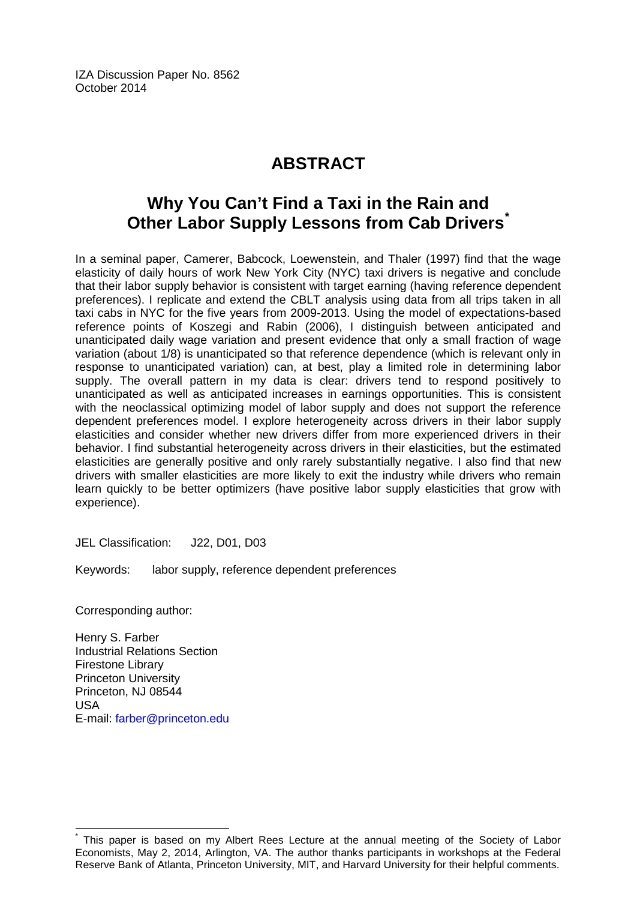IZA Discussion Paper No. 8562
October 2014

# ABSTRACT

## Why You Can't Find a Taxi in the Rain and Other Labor Supply Lessons from Cab Drivers*

In a seminal paper, Camerer, Babcock, Loewenstein, and Thaler (1997) find that the wage elasticity of daily hours of work New York City (NYC) taxi drivers is negative and conclude that their labor supply behavior is consistent with target earning (having reference dependent preferences). I replicate and extend the CBLT analysis using data from all trips taken in all taxi cabs in NYC for the five years from 2009-2013. Using the model of expectations-based reference points of Koszegi and Rabin (2006), I distinguish between anticipated and unanticipated daily wage variation and present evidence that only a small fraction of wage variation (about 1/8) is unanticipated so that reference dependence (which is relevant only in response to unanticipated variation) can, at best, play a limited role in determining labor supply. The overall pattern in my data is clear: drivers tend to respond positively to unanticipated as well as anticipated increases in earnings opportunities. This is consistent with the neoclassical optimizing model of labor supply and does not support the reference dependent preferences model. I explore heterogeneity across drivers in their labor supply elasticities and consider whether new drivers differ from more experienced drivers in their behavior. I find substantial heterogeneity across drivers in their elasticities, but the estimated elasticities are generally positive and only rarely substantially negative. I also find that new drivers with smaller elasticities are more likely to exit the industry while drivers who remain learn quickly to be better optimizers (have positive labor supply elasticities that grow with experience).

JEL Classification: J22, D01, D03

Keywords: labor supply, reference dependent preferences

Corresponding author:

Henry S. Farber
Industrial Relations Section
Firestone Library
Princeton University
Princeton, NJ 08544
USA
E-mail: farber@princeton.edu

---

* This paper is based on my Albert Rees Lecture at the annual meeting of the Society of Labor Economists, May 2, 2014, Arlington, VA. The author thanks participants in workshops at the Federal Reserve Bank of Atlanta, Princeton University, MIT, and Harvard University for their helpful comments.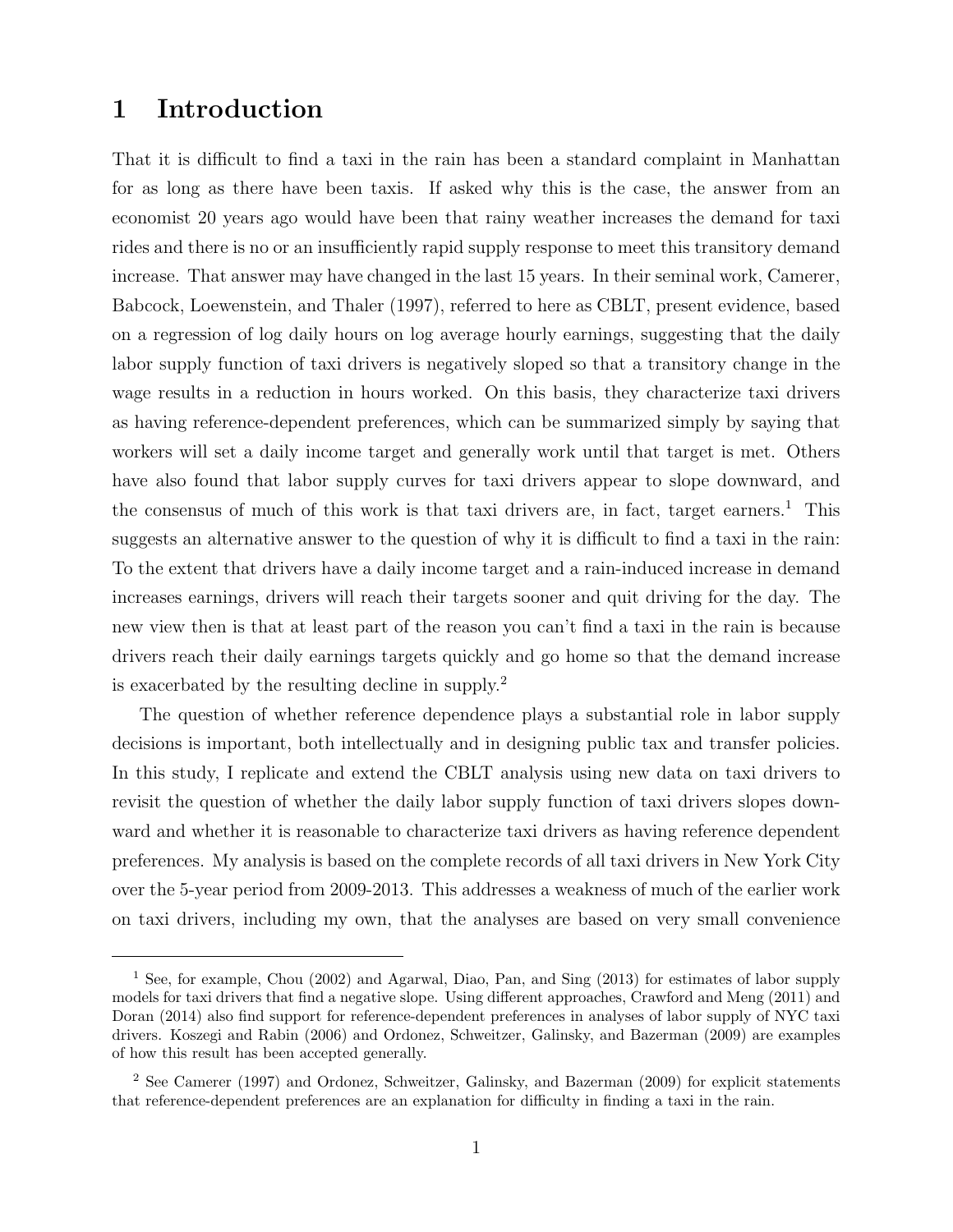# 1 Introduction

That it is difficult to find a taxi in the rain has been a standard complaint in Manhattan for as long as there have been taxis. If asked why this is the case, the answer from an economist 20 years ago would have been that rainy weather increases the demand for taxi rides and there is no or an insufficiently rapid supply response to meet this transitory demand increase. That answer may have changed in the last 15 years. In their seminal work, Camerer, Babcock, Loewenstein, and Thaler (1997), referred to here as CBLT, present evidence, based on a regression of log daily hours on log average hourly earnings, suggesting that the daily labor supply function of taxi drivers is negatively sloped so that a transitory change in the wage results in a reduction in hours worked. On this basis, they characterize taxi drivers as having reference-dependent preferences, which can be summarized simply by saying that workers will set a daily income target and generally work until that target is met. Others have also found that labor supply curves for taxi drivers appear to slope downward, and the consensus of much of this work is that taxi drivers are, in fact, target earners.[1] This suggests an alternative answer to the question of why it is difficult to find a taxi in the rain: To the extent that drivers have a daily income target and a rain-induced increase in demand increases earnings, drivers will reach their targets sooner and quit driving for the day. The new view then is that at least part of the reason you can't find a taxi in the rain is because drivers reach their daily earnings targets quickly and go home so that the demand increase is exacerbated by the resulting decline in supply.[2]

The question of whether reference dependence plays a substantial role in labor supply decisions is important, both intellectually and in designing public tax and transfer policies. In this study, I replicate and extend the CBLT analysis using new data on taxi drivers to revisit the question of whether the daily labor supply function of taxi drivers slopes downward and whether it is reasonable to characterize taxi drivers as having reference dependent preferences. My analysis is based on the complete records of all taxi drivers in New York City over the 5-year period from 2009-2013. This addresses a weakness of much of the earlier work on taxi drivers, including my own, that the analyses are based on very small convenience

[1] See, for example, Chou (2002) and Agarwal, Diao, Pan, and Sing (2013) for estimates of labor supply models for taxi drivers that find a negative slope. Using different approaches, Crawford and Meng (2011) and Doran (2014) also find support for reference-dependent preferences in analyses of labor supply of NYC taxi drivers. Koszegi and Rabin (2006) and Ordonez, Schweitzer, Galinsky, and Bazerman (2009) are examples of how this result has been accepted generally.

[2] See Camerer (1997) and Ordonez, Schweitzer, Galinsky, and Bazerman (2009) for explicit statements that reference-dependent preferences are an explanation for difficulty in finding a taxi in the rain.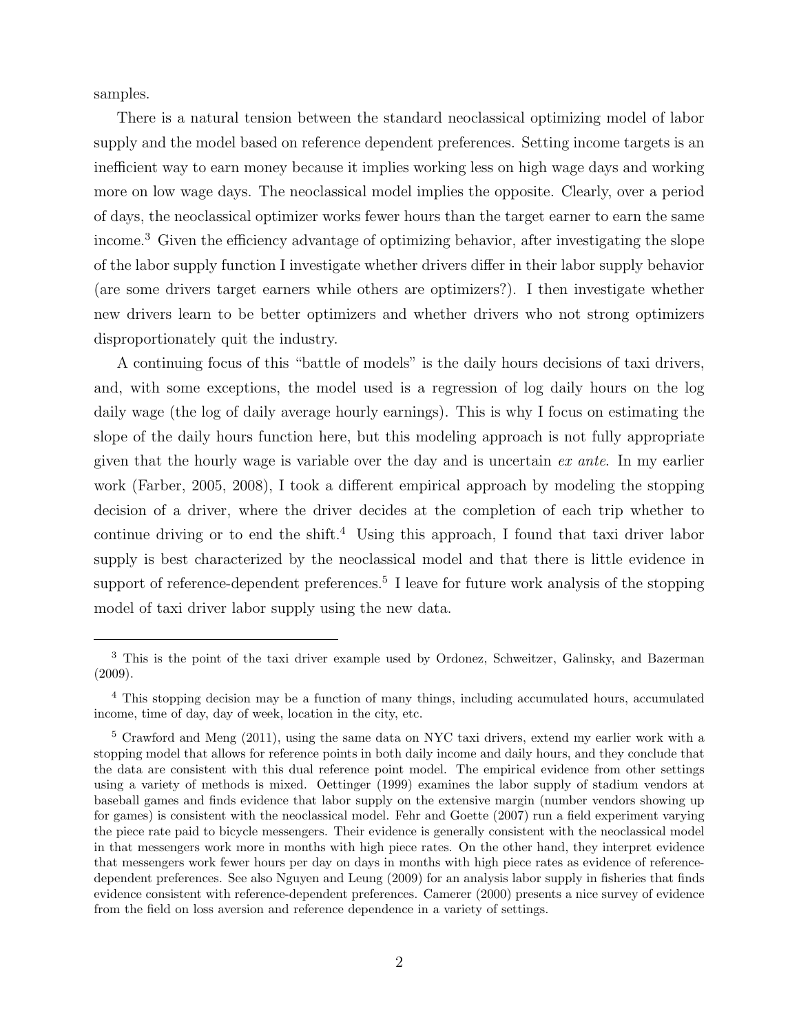samples.

There is a natural tension between the standard neoclassical optimizing model of labor supply and the model based on reference dependent preferences. Setting income targets is an inefficient way to earn money because it implies working less on high wage days and working more on low wage days. The neoclassical model implies the opposite. Clearly, over a period of days, the neoclassical optimizer works fewer hours than the target earner to earn the same income.[3] Given the efficiency advantage of optimizing behavior, after investigating the slope of the labor supply function I investigate whether drivers differ in their labor supply behavior (are some drivers target earners while others are optimizers?). I then investigate whether new drivers learn to be better optimizers and whether drivers who not strong optimizers disproportionately quit the industry.

A continuing focus of this "battle of models" is the daily hours decisions of taxi drivers, and, with some exceptions, the model used is a regression of log daily hours on the log daily wage (the log of daily average hourly earnings). This is why I focus on estimating the slope of the daily hours function here, but this modeling approach is not fully appropriate given that the hourly wage is variable over the day and is uncertain *ex ante*. In my earlier work (Farber, 2005, 2008), I took a different empirical approach by modeling the stopping decision of a driver, where the driver decides at the completion of each trip whether to continue driving or to end the shift.[4] Using this approach, I found that taxi driver labor supply is best characterized by the neoclassical model and that there is little evidence in support of reference-dependent preferences.[5] I leave for future work analysis of the stopping model of taxi driver labor supply using the new data.

---

[3] This is the point of the taxi driver example used by Ordonez, Schweitzer, Galinsky, and Bazerman (2009).

[4] This stopping decision may be a function of many things, including accumulated hours, accumulated income, time of day, day of week, location in the city, etc.

[5] Crawford and Meng (2011), using the same data on NYC taxi drivers, extend my earlier work with a stopping model that allows for reference points in both daily income and daily hours, and they conclude that the data are consistent with this dual reference point model. The empirical evidence from other settings using a variety of methods is mixed. Oettinger (1999) examines the labor supply of stadium vendors at baseball games and finds evidence that labor supply on the extensive margin (number vendors showing up for games) is consistent with the neoclassical model. Fehr and Goette (2007) run a field experiment varying the piece rate paid to bicycle messengers. Their evidence is generally consistent with the neoclassical model in that messengers work more in months with high piece rates. On the other hand, they interpret evidence that messengers work fewer hours per day on days in months with high piece rates as evidence of reference-dependent preferences. See also Nguyen and Leung (2009) for an analysis labor supply in fisheries that finds evidence consistent with reference-dependent preferences. Camerer (2000) presents a nice survey of evidence from the field on loss aversion and reference dependence in a variety of settings.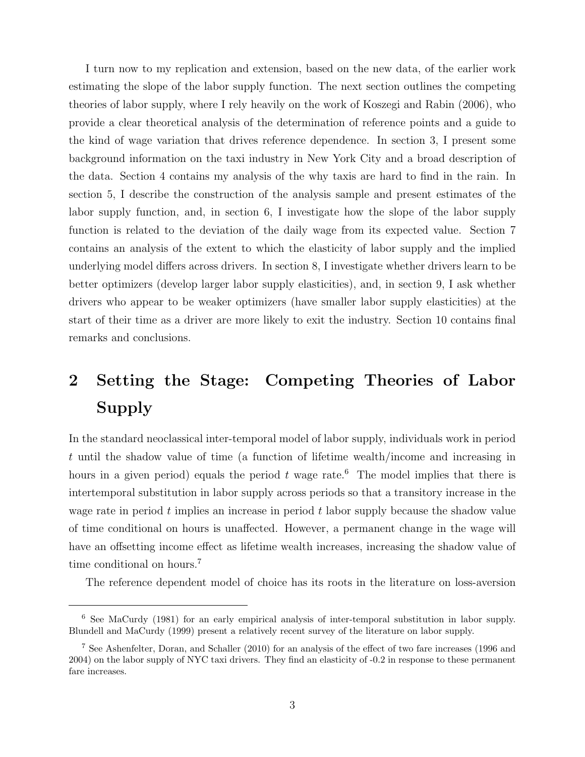I turn now to my replication and extension, based on the new data, of the earlier work estimating the slope of the labor supply function. The next section outlines the competing theories of labor supply, where I rely heavily on the work of Koszegi and Rabin (2006), who provide a clear theoretical analysis of the determination of reference points and a guide to the kind of wage variation that drives reference dependence. In section 3, I present some background information on the taxi industry in New York City and a broad description of the data. Section 4 contains my analysis of the why taxis are hard to find in the rain. In section 5, I describe the construction of the analysis sample and present estimates of the labor supply function, and, in section 6, I investigate how the slope of the labor supply function is related to the deviation of the daily wage from its expected value. Section 7 contains an analysis of the extent to which the elasticity of labor supply and the implied underlying model differs across drivers. In section 8, I investigate whether drivers learn to be better optimizers (develop larger labor supply elasticities), and, in section 9, I ask whether drivers who appear to be weaker optimizers (have smaller labor supply elasticities) at the start of their time as a driver are more likely to exit the industry. Section 10 contains final remarks and conclusions.

# 2 Setting the Stage: Competing Theories of Labor Supply

In the standard neoclassical inter-temporal model of labor supply, individuals work in period $t$ until the shadow value of time (a function of lifetime wealth/income and increasing in hours in a given period) equals the period $t$ wage rate.[6] The model implies that there is intertemporal substitution in labor supply across periods so that a transitory increase in the wage rate in period $t$ implies an increase in period $t$ labor supply because the shadow value of time conditional on hours is unaffected. However, a permanent change in the wage will have an offsetting income effect as lifetime wealth increases, increasing the shadow value of time conditional on hours.[7]

The reference dependent model of choice has its roots in the literature on loss-aversion

---

[6] See MaCurdy (1981) for an early empirical analysis of inter-temporal substitution in labor supply. Blundell and MaCurdy (1999) present a relatively recent survey of the literature on labor supply.

[7] See Ashenfelter, Doran, and Schaller (2010) for an analysis of the effect of two fare increases (1996 and 2004) on the labor supply of NYC taxi drivers. They find an elasticity of -0.2 in response to these permanent fare increases.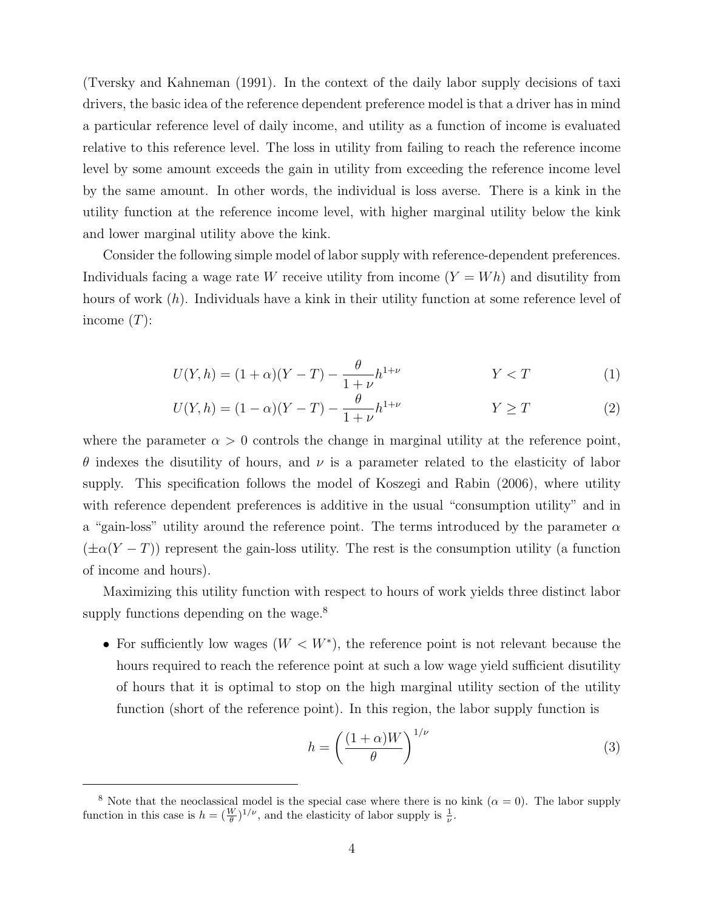(Tversky and Kahneman (1991). In the context of the daily labor supply decisions of taxi drivers, the basic idea of the reference dependent preference model is that a driver has in mind a particular reference level of daily income, and utility as a function of income is evaluated relative to this reference level. The loss in utility from failing to reach the reference income level by some amount exceeds the gain in utility from exceeding the reference income level by the same amount. In other words, the individual is loss averse. There is a kink in the utility function at the reference income level, with higher marginal utility below the kink and lower marginal utility above the kink.

Consider the following simple model of labor supply with reference-dependent preferences. Individuals facing a wage rate $W$ receive utility from income ($Y = Wh$) and disutility from hours of work ($h$). Individuals have a kink in their utility function at some reference level of income ($T$):

$$U(Y, h) = (1 + \alpha)(Y - T) - \frac{\theta}{1 + \nu} h^{1+\nu} \qquad Y < T \tag{1}$$

$$U(Y, h) = (1 - \alpha)(Y - T) - \frac{\theta}{1 + \nu} h^{1+\nu} \qquad Y \geq T \tag{2}$$

where the parameter $\alpha > 0$ controls the change in marginal utility at the reference point, $\theta$ indexes the disutility of hours, and $\nu$ is a parameter related to the elasticity of labor supply. This specification follows the model of Koszegi and Rabin (2006), where utility with reference dependent preferences is additive in the usual "consumption utility" and in a "gain-loss" utility around the reference point. The terms introduced by the parameter $\alpha$ ($\pm\alpha(Y - T)$) represent the gain-loss utility. The rest is the consumption utility (a function of income and hours).

Maximizing this utility function with respect to hours of work yields three distinct labor supply functions depending on the wage.[8]

- For sufficiently low wages ($W < W^*$), the reference point is not relevant because the hours required to reach the reference point at such a low wage yield sufficient disutility of hours that it is optimal to stop on the high marginal utility section of the utility function (short of the reference point). In this region, the labor supply function is

$$h = \left( \frac{(1 + \alpha)W}{\theta} \right)^{1/\nu} \tag{3}$$

[8] Note that the neoclassical model is the special case where there is no kink ($\alpha = 0$). The labor supply function in this case is $h = (\frac{W}{\theta})^{1/\nu}$, and the elasticity of labor supply is $\frac{1}{\nu}$.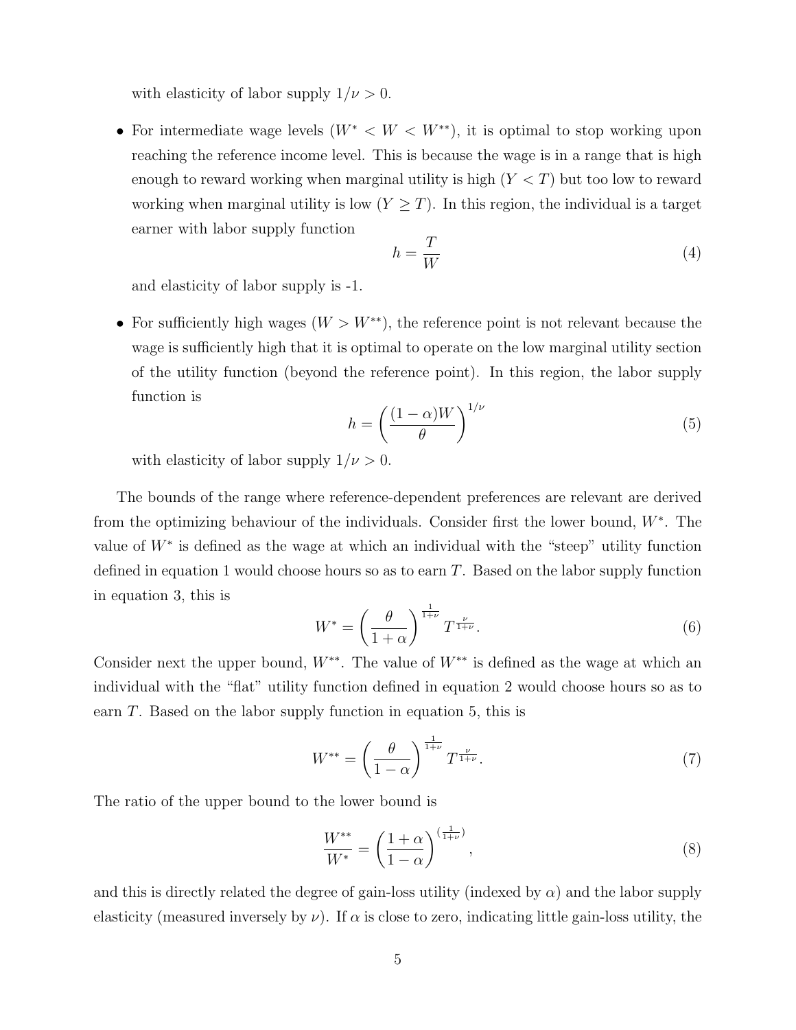with elasticity of labor supply $1/\nu > 0$.

- For intermediate wage levels ($W^* < W < W^{**}$), it is optimal to stop working upon reaching the reference income level. This is because the wage is in a range that is high enough to reward working when marginal utility is high ($Y < T$) but too low to reward working when marginal utility is low ($Y \geq T$). In this region, the individual is a target earner with labor supply function

$$h = \frac{T}{W} \tag{4}$$

and elasticity of labor supply is -1.

- For sufficiently high wages ($W > W^{**}$), the reference point is not relevant because the wage is sufficiently high that it is optimal to operate on the low marginal utility section of the utility function (beyond the reference point). In this region, the labor supply function is

$$h = \left(\frac{(1-\alpha)W}{\theta}\right)^{1/\nu} \tag{5}$$

with elasticity of labor supply $1/\nu > 0$.

The bounds of the range where reference-dependent preferences are relevant are derived from the optimizing behaviour of the individuals. Consider first the lower bound, $W^*$. The value of $W^*$ is defined as the wage at which an individual with the "steep" utility function defined in equation 1 would choose hours so as to earn $T$. Based on the labor supply function in equation 3, this is

$$W^* = \left(\frac{\theta}{1+\alpha}\right)^{\frac{1}{1+\nu}} T^{\frac{\nu}{1+\nu}}. \tag{6}$$

Consider next the upper bound, $W^{**}$. The value of $W^{**}$ is defined as the wage at which an individual with the "flat" utility function defined in equation 2 would choose hours so as to earn $T$. Based on the labor supply function in equation 5, this is

$$W^{**} = \left(\frac{\theta}{1-\alpha}\right)^{\frac{1}{1+\nu}} T^{\frac{\nu}{1+\nu}}. \tag{7}$$

The ratio of the upper bound to the lower bound is

$$\frac{W^{**}}{W^*} = \left(\frac{1+\alpha}{1-\alpha}\right)^{(\frac{1}{1+\nu})}, \tag{8}$$

and this is directly related the degree of gain-loss utility (indexed by $\alpha$) and the labor supply elasticity (measured inversely by $\nu$). If $\alpha$ is close to zero, indicating little gain-loss utility, the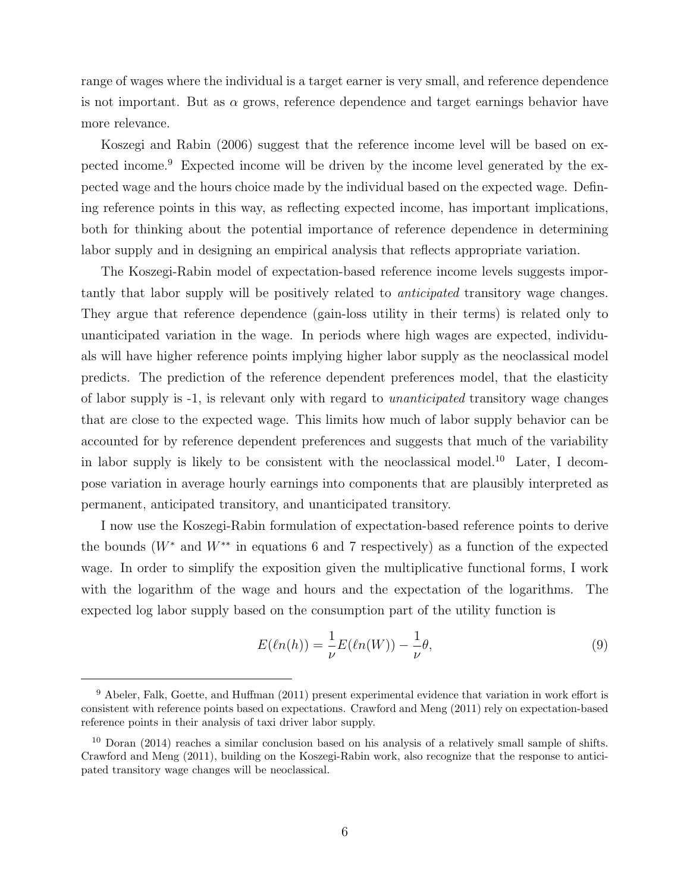range of wages where the individual is a target earner is very small, and reference dependence is not important. But as $\alpha$ grows, reference dependence and target earnings behavior have more relevance.

Koszegi and Rabin (2006) suggest that the reference income level will be based on expected income.[9] Expected income will be driven by the income level generated by the expected wage and the hours choice made by the individual based on the expected wage. Defining reference points in this way, as reflecting expected income, has important implications, both for thinking about the potential importance of reference dependence in determining labor supply and in designing an empirical analysis that reflects appropriate variation.

The Koszegi-Rabin model of expectation-based reference income levels suggests importantly that labor supply will be positively related to *anticipated* transitory wage changes. They argue that reference dependence (gain-loss utility in their terms) is related only to unanticipated variation in the wage. In periods where high wages are expected, individuals will have higher reference points implying higher labor supply as the neoclassical model predicts. The prediction of the reference dependent preferences model, that the elasticity of labor supply is -1, is relevant only with regard to *unanticipated* transitory wage changes that are close to the expected wage. This limits how much of labor supply behavior can be accounted for by reference dependent preferences and suggests that much of the variability in labor supply is likely to be consistent with the neoclassical model.[10] Later, I decompose variation in average hourly earnings into components that are plausibly interpreted as permanent, anticipated transitory, and unanticipated transitory.

I now use the Koszegi-Rabin formulation of expectation-based reference points to derive the bounds ($W^*$ and $W^{**}$ in equations 6 and 7 respectively) as a function of the expected wage. In order to simplify the exposition given the multiplicative functional forms, I work with the logarithm of the wage and hours and the expectation of the logarithms. The expected log labor supply based on the consumption part of the utility function is

$$E(\ell n(h)) = \frac{1}{\nu}E(\ell n(W)) - \frac{1}{\nu}\theta, \tag{9}$$

[9] Abeler, Falk, Goette, and Huffman (2011) present experimental evidence that variation in work effort is consistent with reference points based on expectations. Crawford and Meng (2011) rely on expectation-based reference points in their analysis of taxi driver labor supply.

[10] Doran (2014) reaches a similar conclusion based on his analysis of a relatively small sample of shifts. Crawford and Meng (2011), building on the Koszegi-Rabin work, also recognize that the response to anticipated transitory wage changes will be neoclassical.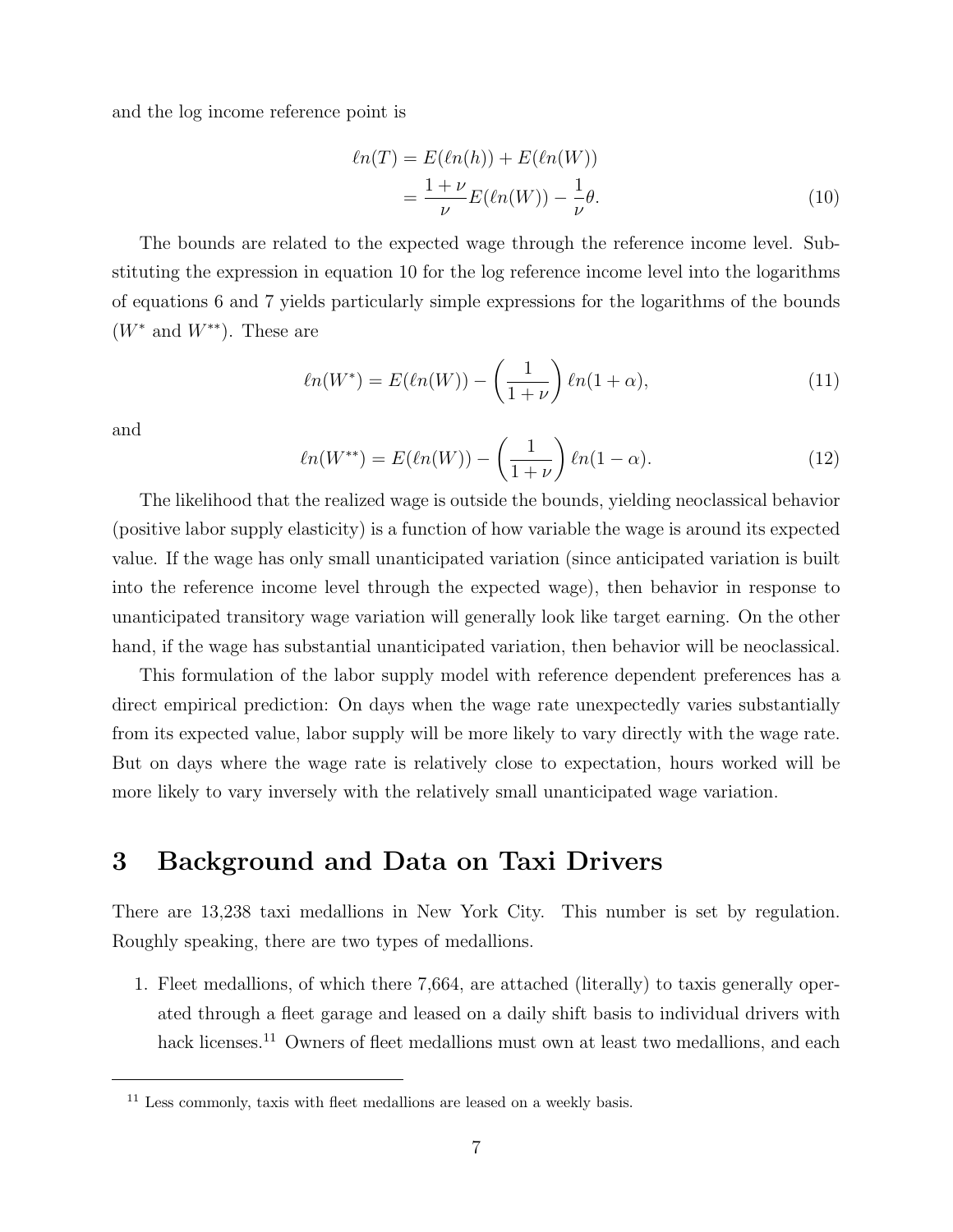and the log income reference point is

$$\ell n(T) = E(\ell n(h)) + E(\ell n(W)) \\ = \frac{1+\nu}{\nu} E(\ell n(W)) - \frac{1}{\nu}\theta. \tag{10}$$

The bounds are related to the expected wage through the reference income level. Substituting the expression in equation 10 for the log reference income level into the logarithms of equations 6 and 7 yields particularly simple expressions for the logarithms of the bounds ($W^*$ and $W^{**}$). These are

$$\ell n(W^*) = E(\ell n(W)) - \left(\frac{1}{1+\nu}\right) \ell n(1+\alpha), \tag{11}$$

and

$$\ell n(W^{**}) = E(\ell n(W)) - \left(\frac{1}{1+\nu}\right) \ell n(1-\alpha). \tag{12}$$

The likelihood that the realized wage is outside the bounds, yielding neoclassical behavior (positive labor supply elasticity) is a function of how variable the wage is around its expected value. If the wage has only small unanticipated variation (since anticipated variation is built into the reference income level through the expected wage), then behavior in response to unanticipated transitory wage variation will generally look like target earning. On the other hand, if the wage has substantial unanticipated variation, then behavior will be neoclassical.

This formulation of the labor supply model with reference dependent preferences has a direct empirical prediction: On days when the wage rate unexpectedly varies substantially from its expected value, labor supply will be more likely to vary directly with the wage rate. But on days where the wage rate is relatively close to expectation, hours worked will be more likely to vary inversely with the relatively small unanticipated wage variation.

# 3 Background and Data on Taxi Drivers

There are 13,238 taxi medallions in New York City. This number is set by regulation. Roughly speaking, there are two types of medallions.

1. Fleet medallions, of which there 7,664, are attached (literally) to taxis generally operated through a fleet garage and leased on a daily shift basis to individual drivers with hack licenses.[11] Owners of fleet medallions must own at least two medallions, and each

[11] Less commonly, taxis with fleet medallions are leased on a weekly basis.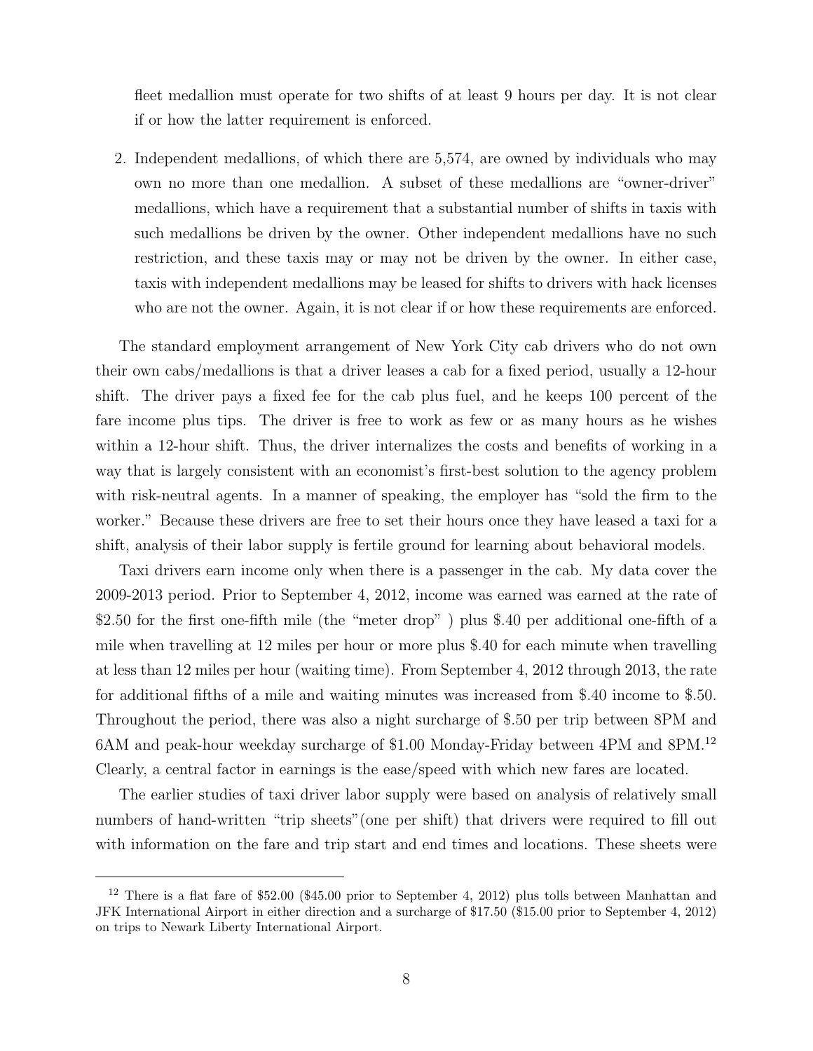fleet medallion must operate for two shifts of at least 9 hours per day. It is not clear if or how the latter requirement is enforced.

2. Independent medallions, of which there are 5,574, are owned by individuals who may own no more than one medallion. A subset of these medallions are "owner-driver" medallions, which have a requirement that a substantial number of shifts in taxis with such medallions be driven by the owner. Other independent medallions have no such restriction, and these taxis may or may not be driven by the owner. In either case, taxis with independent medallions may be leased for shifts to drivers with hack licenses who are not the owner. Again, it is not clear if or how these requirements are enforced.

The standard employment arrangement of New York City cab drivers who do not own their own cabs/medallions is that a driver leases a cab for a fixed period, usually a 12-hour shift. The driver pays a fixed fee for the cab plus fuel, and he keeps 100 percent of the fare income plus tips. The driver is free to work as few or as many hours as he wishes within a 12-hour shift. Thus, the driver internalizes the costs and benefits of working in a way that is largely consistent with an economist's first-best solution to the agency problem with risk-neutral agents. In a manner of speaking, the employer has "sold the firm to the worker." Because these drivers are free to set their hours once they have leased a taxi for a shift, analysis of their labor supply is fertile ground for learning about behavioral models.

Taxi drivers earn income only when there is a passenger in the cab. My data cover the 2009-2013 period. Prior to September 4, 2012, income was earned was earned at the rate of \$2.50 for the first one-fifth mile (the "meter drop" ) plus \$.40 per additional one-fifth of a mile when travelling at 12 miles per hour or more plus \$.40 for each minute when travelling at less than 12 miles per hour (waiting time). From September 4, 2012 through 2013, the rate for additional fifths of a mile and waiting minutes was increased from \$.40 income to \$.50. Throughout the period, there was also a night surcharge of \$.50 per trip between 8PM and 6AM and peak-hour weekday surcharge of \$1.00 Monday-Friday between 4PM and 8PM.[12] Clearly, a central factor in earnings is the ease/speed with which new fares are located.

The earlier studies of taxi driver labor supply were based on analysis of relatively small numbers of hand-written "trip sheets"(one per shift) that drivers were required to fill out with information on the fare and trip start and end times and locations. These sheets were

[12] There is a flat fare of \$52.00 (\$45.00 prior to September 4, 2012) plus tolls between Manhattan and JFK International Airport in either direction and a surcharge of \$17.50 (\$15.00 prior to September 4, 2012) on trips to Newark Liberty International Airport.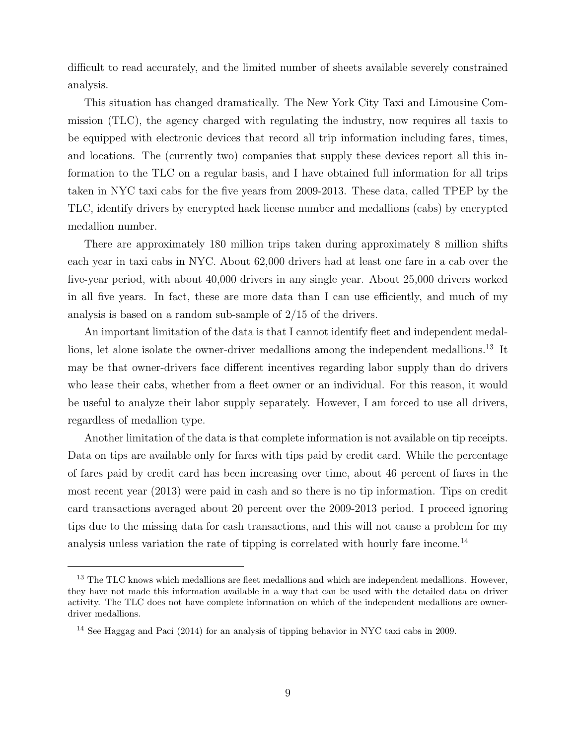difficult to read accurately, and the limited number of sheets available severely constrained analysis.

This situation has changed dramatically. The New York City Taxi and Limousine Commission (TLC), the agency charged with regulating the industry, now requires all taxis to be equipped with electronic devices that record all trip information including fares, times, and locations. The (currently two) companies that supply these devices report all this information to the TLC on a regular basis, and I have obtained full information for all trips taken in NYC taxi cabs for the five years from 2009-2013. These data, called TPEP by the TLC, identify drivers by encrypted hack license number and medallions (cabs) by encrypted medallion number.

There are approximately 180 million trips taken during approximately 8 million shifts each year in taxi cabs in NYC. About 62,000 drivers had at least one fare in a cab over the five-year period, with about 40,000 drivers in any single year. About 25,000 drivers worked in all five years. In fact, these are more data than I can use efficiently, and much of my analysis is based on a random sub-sample of 2/15 of the drivers.

An important limitation of the data is that I cannot identify fleet and independent medallions, let alone isolate the owner-driver medallions among the independent medallions.[13] It may be that owner-drivers face different incentives regarding labor supply than do drivers who lease their cabs, whether from a fleet owner or an individual. For this reason, it would be useful to analyze their labor supply separately. However, I am forced to use all drivers, regardless of medallion type.

Another limitation of the data is that complete information is not available on tip receipts. Data on tips are available only for fares with tips paid by credit card. While the percentage of fares paid by credit card has been increasing over time, about 46 percent of fares in the most recent year (2013) were paid in cash and so there is no tip information. Tips on credit card transactions averaged about 20 percent over the 2009-2013 period. I proceed ignoring tips due to the missing data for cash transactions, and this will not cause a problem for my analysis unless variation the rate of tipping is correlated with hourly fare income.[14]

---

[13] The TLC knows which medallions are fleet medallions and which are independent medallions. However, they have not made this information available in a way that can be used with the detailed data on driver activity. The TLC does not have complete information on which of the independent medallions are owner-driver medallions.

[14] See Haggag and Paci (2014) for an analysis of tipping behavior in NYC taxi cabs in 2009.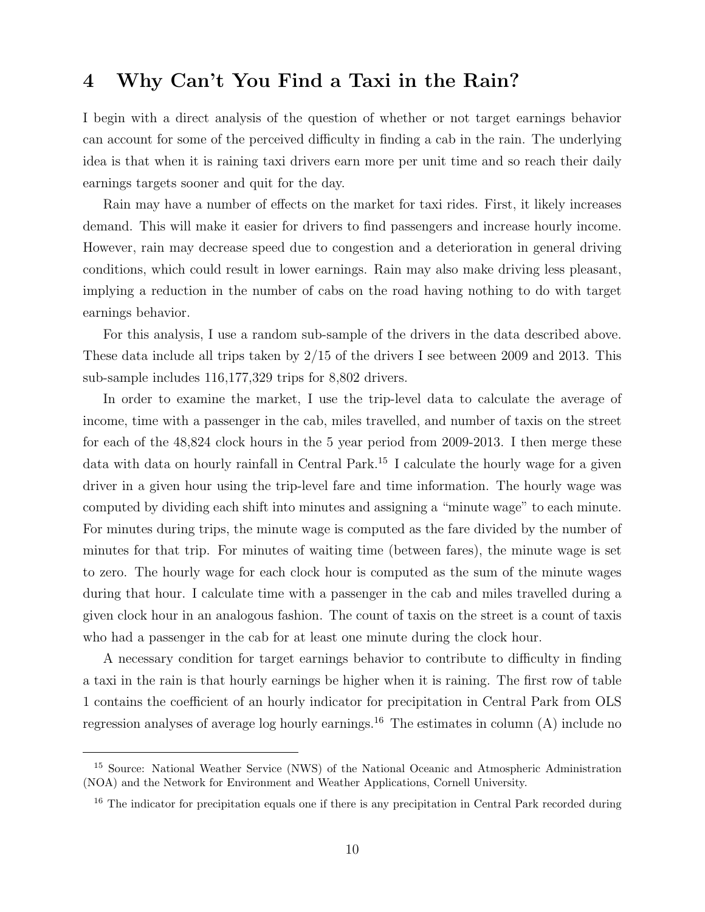# 4 Why Can't You Find a Taxi in the Rain?

I begin with a direct analysis of the question of whether or not target earnings behavior can account for some of the perceived difficulty in finding a cab in the rain. The underlying idea is that when it is raining taxi drivers earn more per unit time and so reach their daily earnings targets sooner and quit for the day.

Rain may have a number of effects on the market for taxi rides. First, it likely increases demand. This will make it easier for drivers to find passengers and increase hourly income. However, rain may decrease speed due to congestion and a deterioration in general driving conditions, which could result in lower earnings. Rain may also make driving less pleasant, implying a reduction in the number of cabs on the road having nothing to do with target earnings behavior.

For this analysis, I use a random sub-sample of the drivers in the data described above. These data include all trips taken by 2/15 of the drivers I see between 2009 and 2013. This sub-sample includes 116,177,329 trips for 8,802 drivers.

In order to examine the market, I use the trip-level data to calculate the average of income, time with a passenger in the cab, miles travelled, and number of taxis on the street for each of the 48,824 clock hours in the 5 year period from 2009-2013. I then merge these data with data on hourly rainfall in Central Park.[15] I calculate the hourly wage for a given driver in a given hour using the trip-level fare and time information. The hourly wage was computed by dividing each shift into minutes and assigning a "minute wage" to each minute. For minutes during trips, the minute wage is computed as the fare divided by the number of minutes for that trip. For minutes of waiting time (between fares), the minute wage is set to zero. The hourly wage for each clock hour is computed as the sum of the minute wages during that hour. I calculate time with a passenger in the cab and miles travelled during a given clock hour in an analogous fashion. The count of taxis on the street is a count of taxis who had a passenger in the cab for at least one minute during the clock hour.

A necessary condition for target earnings behavior to contribute to difficulty in finding a taxi in the rain is that hourly earnings be higher when it is raining. The first row of table 1 contains the coefficient of an hourly indicator for precipitation in Central Park from OLS regression analyses of average log hourly earnings.[16] The estimates in column (A) include no

---

[15] Source: National Weather Service (NWS) of the National Oceanic and Atmospheric Administration (NOA) and the Network for Environment and Weather Applications, Cornell University.

[16] The indicator for precipitation equals one if there is any precipitation in Central Park recorded during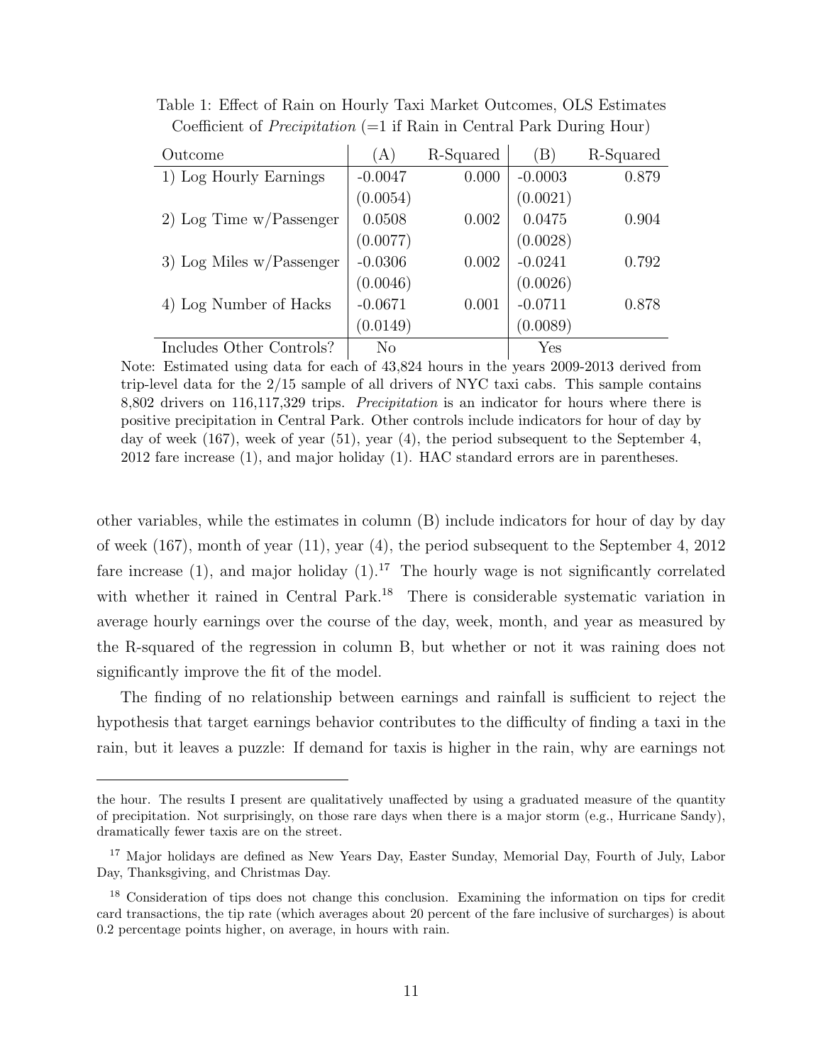Table 1: Effect of Rain on Hourly Taxi Market Outcomes, OLS Estimates
Coefficient of *Precipitation* (=1 if Rain in Central Park During Hour)

| Outcome | (A) | R-Squared | (B) | R-Squared |
|---|---|---|---|---|
| 1) Log Hourly Earnings | -0.0047 | 0.000 | -0.0003 | 0.879 |
| | (0.0054) | | (0.0021) | |
| 2) Log Time w/Passenger | 0.0508 | 0.002 | 0.0475 | 0.904 |
| | (0.0077) | | (0.0028) | |
| 3) Log Miles w/Passenger | -0.0306 | 0.002 | -0.0241 | 0.792 |
| | (0.0046) | | (0.0026) | |
| 4) Log Number of Hacks | -0.0671 | 0.001 | -0.0711 | 0.878 |
| | (0.0149) | | (0.0089) | |
| Includes Other Controls? | No | | Yes | |

Note: Estimated using data for each of 43,824 hours in the years 2009-2013 derived from trip-level data for the 2/15 sample of all drivers of NYC taxi cabs. This sample contains 8,802 drivers on 116,117,329 trips. *Precipitation* is an indicator for hours where there is positive precipitation in Central Park. Other controls include indicators for hour of day by day of week (167), week of year (51), year (4), the period subsequent to the September 4, 2012 fare increase (1), and major holiday (1). HAC standard errors are in parentheses.

other variables, while the estimates in column (B) include indicators for hour of day by day of week (167), month of year (11), year (4), the period subsequent to the September 4, 2012 fare increase (1), and major holiday (1).[17] The hourly wage is not significantly correlated with whether it rained in Central Park.[18] There is considerable systematic variation in average hourly earnings over the course of the day, week, month, and year as measured by the R-squared of the regression in column B, but whether or not it was raining does not significantly improve the fit of the model.

The finding of no relationship between earnings and rainfall is sufficient to reject the hypothesis that target earnings behavior contributes to the difficulty of finding a taxi in the rain, but it leaves a puzzle: If demand for taxis is higher in the rain, why are earnings not

---

the hour. The results I present are qualitatively unaffected by using a graduated measure of the quantity of precipitation. Not surprisingly, on those rare days when there is a major storm (e.g., Hurricane Sandy), dramatically fewer taxis are on the street.

[17] Major holidays are defined as New Years Day, Easter Sunday, Memorial Day, Fourth of July, Labor Day, Thanksgiving, and Christmas Day.

[18] Consideration of tips does not change this conclusion. Examining the information on tips for credit card transactions, the tip rate (which averages about 20 percent of the fare inclusive of surcharges) is about 0.2 percentage points higher, on average, in hours with rain.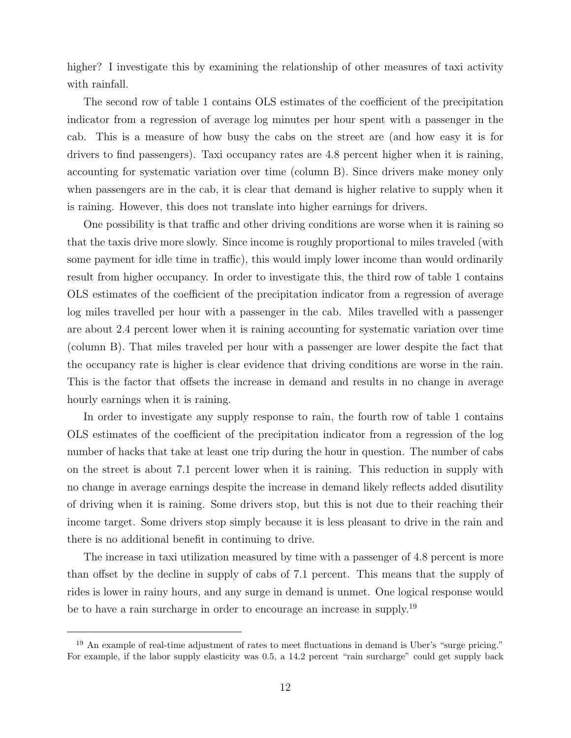higher? I investigate this by examining the relationship of other measures of taxi activity with rainfall.

The second row of table 1 contains OLS estimates of the coefficient of the precipitation indicator from a regression of average log minutes per hour spent with a passenger in the cab. This is a measure of how busy the cabs on the street are (and how easy it is for drivers to find passengers). Taxi occupancy rates are 4.8 percent higher when it is raining, accounting for systematic variation over time (column B). Since drivers make money only when passengers are in the cab, it is clear that demand is higher relative to supply when it is raining. However, this does not translate into higher earnings for drivers.

One possibility is that traffic and other driving conditions are worse when it is raining so that the taxis drive more slowly. Since income is roughly proportional to miles traveled (with some payment for idle time in traffic), this would imply lower income than would ordinarily result from higher occupancy. In order to investigate this, the third row of table 1 contains OLS estimates of the coefficient of the precipitation indicator from a regression of average log miles travelled per hour with a passenger in the cab. Miles travelled with a passenger are about 2.4 percent lower when it is raining accounting for systematic variation over time (column B). That miles traveled per hour with a passenger are lower despite the fact that the occupancy rate is higher is clear evidence that driving conditions are worse in the rain. This is the factor that offsets the increase in demand and results in no change in average hourly earnings when it is raining.

In order to investigate any supply response to rain, the fourth row of table 1 contains OLS estimates of the coefficient of the precipitation indicator from a regression of the log number of hacks that take at least one trip during the hour in question. The number of cabs on the street is about 7.1 percent lower when it is raining. This reduction in supply with no change in average earnings despite the increase in demand likely reflects added disutility of driving when it is raining. Some drivers stop, but this is not due to their reaching their income target. Some drivers stop simply because it is less pleasant to drive in the rain and there is no additional benefit in continuing to drive.

The increase in taxi utilization measured by time with a passenger of 4.8 percent is more than offset by the decline in supply of cabs of 7.1 percent. This means that the supply of rides is lower in rainy hours, and any surge in demand is unmet. One logical response would be to have a rain surcharge in order to encourage an increase in supply.[19]

---

[19] An example of real-time adjustment of rates to meet fluctuations in demand is Uber's "surge pricing." For example, if the labor supply elasticity was 0.5, a 14.2 percent "rain surcharge" could get supply back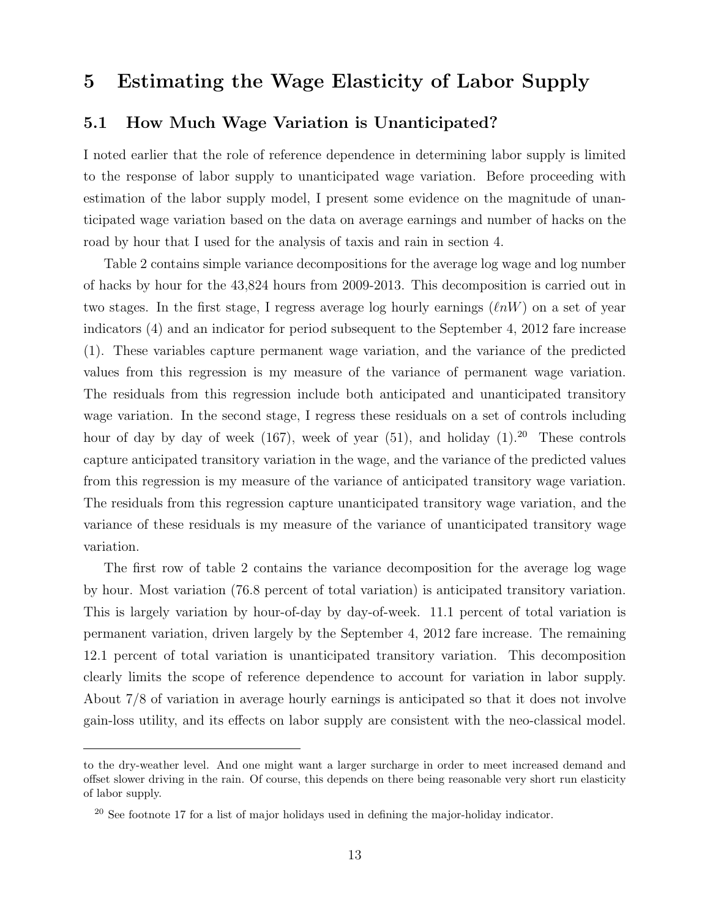# 5 Estimating the Wage Elasticity of Labor Supply

## 5.1 How Much Wage Variation is Unanticipated?

I noted earlier that the role of reference dependence in determining labor supply is limited to the response of labor supply to unanticipated wage variation. Before proceeding with estimation of the labor supply model, I present some evidence on the magnitude of unanticipated wage variation based on the data on average earnings and number of hacks on the road by hour that I used for the analysis of taxis and rain in section 4.

Table 2 contains simple variance decompositions for the average log wage and log number of hacks by hour for the 43,824 hours from 2009-2013. This decomposition is carried out in two stages. In the first stage, I regress average log hourly earnings ($\ell nW$) on a set of year indicators (4) and an indicator for period subsequent to the September 4, 2012 fare increase (1). These variables capture permanent wage variation, and the variance of the predicted values from this regression is my measure of the variance of permanent wage variation. The residuals from this regression include both anticipated and unanticipated transitory wage variation. In the second stage, I regress these residuals on a set of controls including hour of day by day of week (167), week of year (51), and holiday (1).[20] These controls capture anticipated transitory variation in the wage, and the variance of the predicted values from this regression is my measure of the variance of anticipated transitory wage variation. The residuals from this regression capture unanticipated transitory wage variation, and the variance of these residuals is my measure of the variance of unanticipated transitory wage variation.

The first row of table 2 contains the variance decomposition for the average log wage by hour. Most variation (76.8 percent of total variation) is anticipated transitory variation. This is largely variation by hour-of-day by day-of-week. 11.1 percent of total variation is permanent variation, driven largely by the September 4, 2012 fare increase. The remaining 12.1 percent of total variation is unanticipated transitory variation. This decomposition clearly limits the scope of reference dependence to account for variation in labor supply. About 7/8 of variation in average hourly earnings is anticipated so that it does not involve gain-loss utility, and its effects on labor supply are consistent with the neo-classical model.

---

to the dry-weather level. And one might want a larger surcharge in order to meet increased demand and offset slower driving in the rain. Of course, this depends on there being reasonable very short run elasticity of labor supply.

[20] See footnote 17 for a list of major holidays used in defining the major-holiday indicator.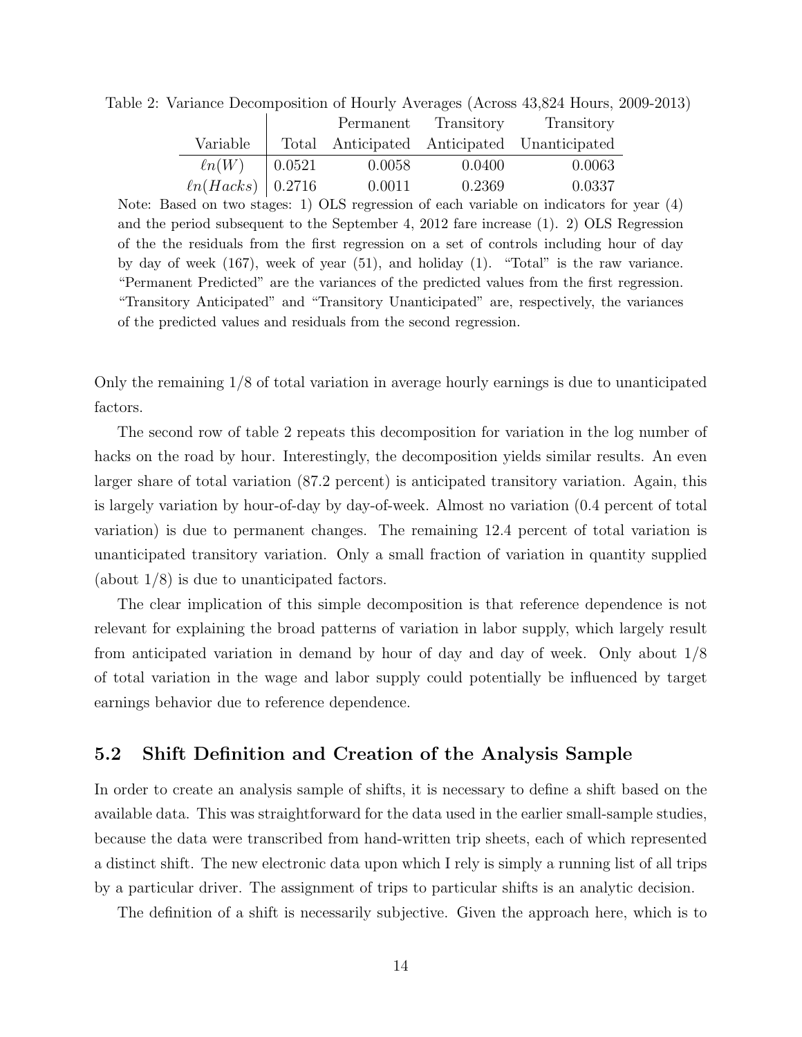Table 2: Variance Decomposition of Hourly Averages (Across 43,824 Hours, 2009-2013)

| Variable | Total | Permanent Anticipated | Transitory Anticipated | Transitory Unanticipated |
|---|---|---|---|---|
| $\ell n(W)$ | 0.0521 | 0.0058 | 0.0400 | 0.0063 |
| $\ell n(Hacks)$ | 0.2716 | 0.0011 | 0.2369 | 0.0337 |

Note: Based on two stages: 1) OLS regression of each variable on indicators for year (4) and the period subsequent to the September 4, 2012 fare increase (1). 2) OLS Regression of the the residuals from the first regression on a set of controls including hour of day by day of week (167), week of year (51), and holiday (1). "Total" is the raw variance. "Permanent Predicted" are the variances of the predicted values from the first regression. "Transitory Anticipated" and "Transitory Unanticipated" are, respectively, the variances of the predicted values and residuals from the second regression.

Only the remaining 1/8 of total variation in average hourly earnings is due to unanticipated factors.

The second row of table 2 repeats this decomposition for variation in the log number of hacks on the road by hour. Interestingly, the decomposition yields similar results. An even larger share of total variation (87.2 percent) is anticipated transitory variation. Again, this is largely variation by hour-of-day by day-of-week. Almost no variation (0.4 percent of total variation) is due to permanent changes. The remaining 12.4 percent of total variation is unanticipated transitory variation. Only a small fraction of variation in quantity supplied (about 1/8) is due to unanticipated factors.

The clear implication of this simple decomposition is that reference dependence is not relevant for explaining the broad patterns of variation in labor supply, which largely result from anticipated variation in demand by hour of day and day of week. Only about 1/8 of total variation in the wage and labor supply could potentially be influenced by target earnings behavior due to reference dependence.

## 5.2 Shift Definition and Creation of the Analysis Sample

In order to create an analysis sample of shifts, it is necessary to define a shift based on the available data. This was straightforward for the data used in the earlier small-sample studies, because the data were transcribed from hand-written trip sheets, each of which represented a distinct shift. The new electronic data upon which I rely is simply a running list of all trips by a particular driver. The assignment of trips to particular shifts is an analytic decision.

The definition of a shift is necessarily subjective. Given the approach here, which is to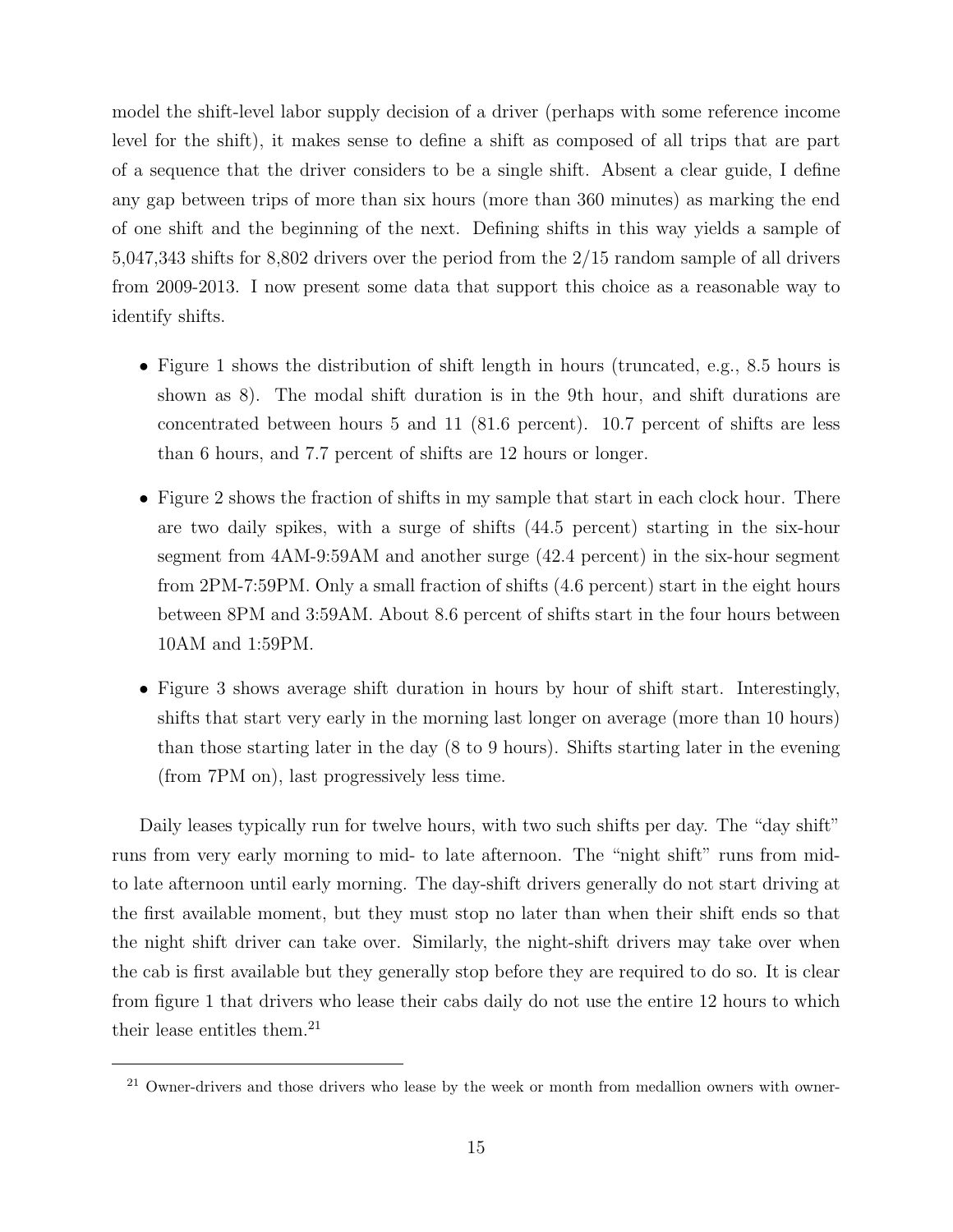model the shift-level labor supply decision of a driver (perhaps with some reference income level for the shift), it makes sense to define a shift as composed of all trips that are part of a sequence that the driver considers to be a single shift. Absent a clear guide, I define any gap between trips of more than six hours (more than 360 minutes) as marking the end of one shift and the beginning of the next. Defining shifts in this way yields a sample of 5,047,343 shifts for 8,802 drivers over the period from the 2/15 random sample of all drivers from 2009-2013. I now present some data that support this choice as a reasonable way to identify shifts.

- Figure 1 shows the distribution of shift length in hours (truncated, e.g., 8.5 hours is shown as 8). The modal shift duration is in the 9th hour, and shift durations are concentrated between hours 5 and 11 (81.6 percent). 10.7 percent of shifts are less than 6 hours, and 7.7 percent of shifts are 12 hours or longer.
- Figure 2 shows the fraction of shifts in my sample that start in each clock hour. There are two daily spikes, with a surge of shifts (44.5 percent) starting in the six-hour segment from 4AM-9:59AM and another surge (42.4 percent) in the six-hour segment from 2PM-7:59PM. Only a small fraction of shifts (4.6 percent) start in the eight hours between 8PM and 3:59AM. About 8.6 percent of shifts start in the four hours between 10AM and 1:59PM.
- Figure 3 shows average shift duration in hours by hour of shift start. Interestingly, shifts that start very early in the morning last longer on average (more than 10 hours) than those starting later in the day (8 to 9 hours). Shifts starting later in the evening (from 7PM on), last progressively less time.

Daily leases typically run for twelve hours, with two such shifts per day. The "day shift" runs from very early morning to mid- to late afternoon. The "night shift" runs from mid- to late afternoon until early morning. The day-shift drivers generally do not start driving at the first available moment, but they must stop no later than when their shift ends so that the night shift driver can take over. Similarly, the night-shift drivers may take over when the cab is first available but they generally stop before they are required to do so. It is clear from figure 1 that drivers who lease their cabs daily do not use the entire 12 hours to which their lease entitles them.[21]

[21] Owner-drivers and those drivers who lease by the week or month from medallion owners with owner-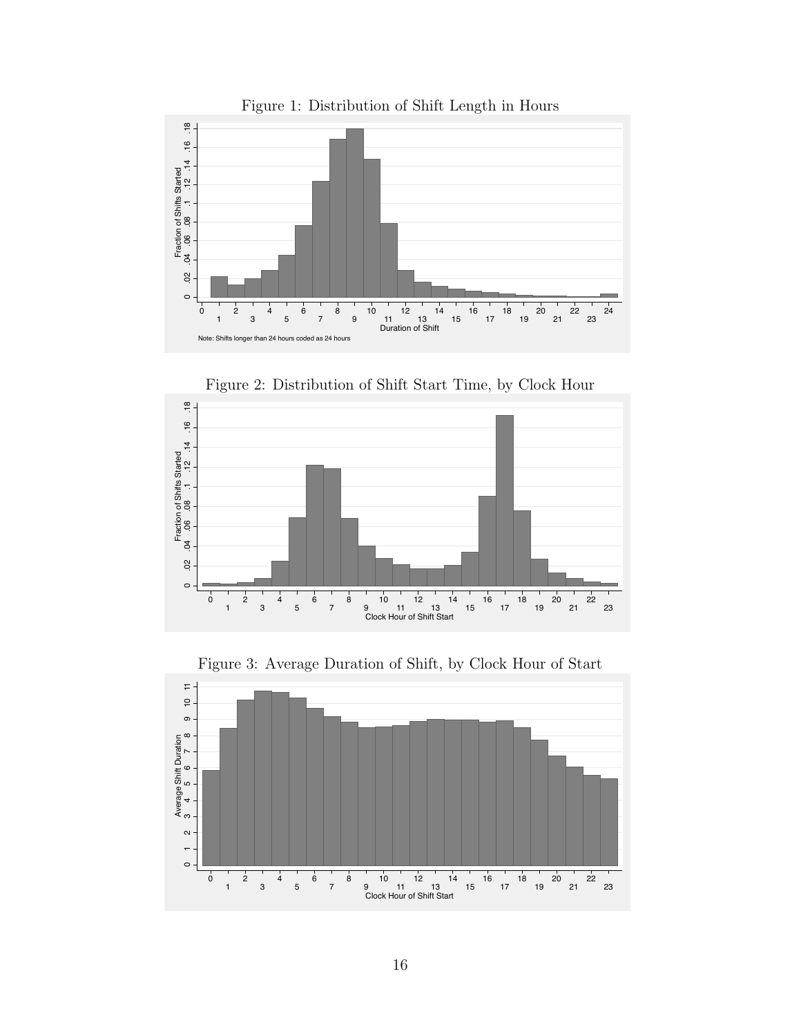Figure 1: Distribution of Shift Length in Hours

Note: Shifts longer than 24 hours coded as 24 hours

Figure 2: Distribution of Shift Start Time, by Clock Hour

Figure 3: Average Duration of Shift, by Clock Hour of Start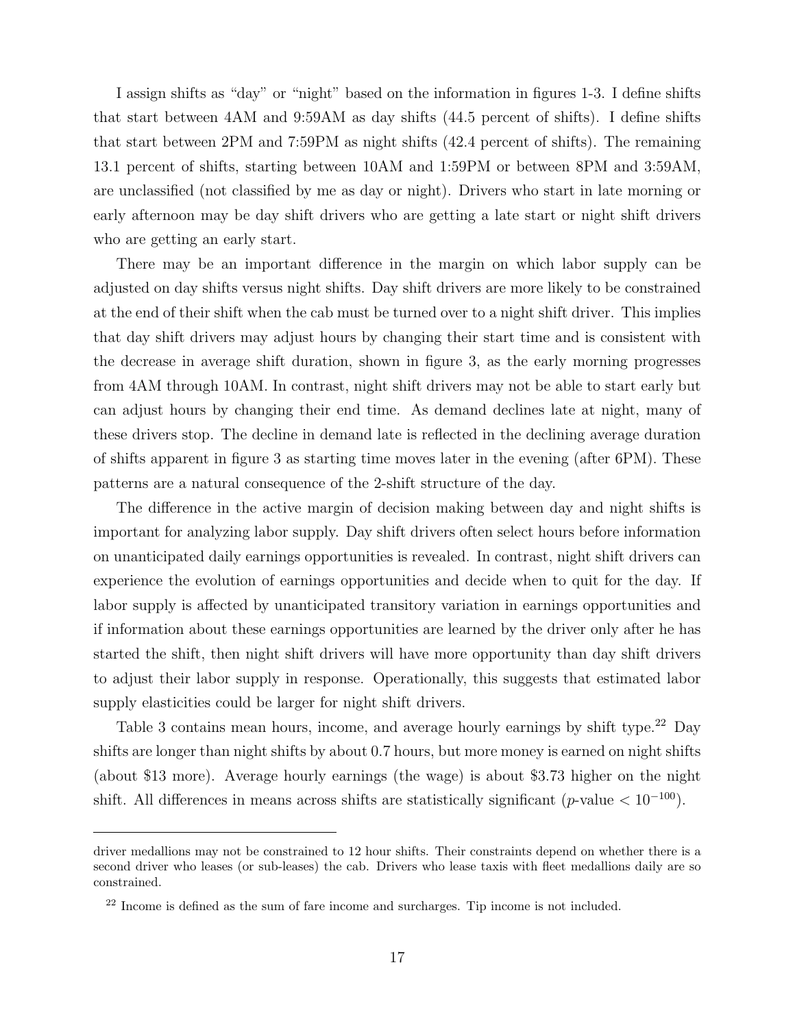I assign shifts as "day" or "night" based on the information in figures 1-3. I define shifts that start between 4AM and 9:59AM as day shifts (44.5 percent of shifts). I define shifts that start between 2PM and 7:59PM as night shifts (42.4 percent of shifts). The remaining 13.1 percent of shifts, starting between 10AM and 1:59PM or between 8PM and 3:59AM, are unclassified (not classified by me as day or night). Drivers who start in late morning or early afternoon may be day shift drivers who are getting a late start or night shift drivers who are getting an early start.

There may be an important difference in the margin on which labor supply can be adjusted on day shifts versus night shifts. Day shift drivers are more likely to be constrained at the end of their shift when the cab must be turned over to a night shift driver. This implies that day shift drivers may adjust hours by changing their start time and is consistent with the decrease in average shift duration, shown in figure 3, as the early morning progresses from 4AM through 10AM. In contrast, night shift drivers may not be able to start early but can adjust hours by changing their end time. As demand declines late at night, many of these drivers stop. The decline in demand late is reflected in the declining average duration of shifts apparent in figure 3 as starting time moves later in the evening (after 6PM). These patterns are a natural consequence of the 2-shift structure of the day.

The difference in the active margin of decision making between day and night shifts is important for analyzing labor supply. Day shift drivers often select hours before information on unanticipated daily earnings opportunities is revealed. In contrast, night shift drivers can experience the evolution of earnings opportunities and decide when to quit for the day. If labor supply is affected by unanticipated transitory variation in earnings opportunities and if information about these earnings opportunities are learned by the driver only after he has started the shift, then night shift drivers will have more opportunity than day shift drivers to adjust their labor supply in response. Operationally, this suggests that estimated labor supply elasticities could be larger for night shift drivers.

Table 3 contains mean hours, income, and average hourly earnings by shift type.[22] Day shifts are longer than night shifts by about 0.7 hours, but more money is earned on night shifts (about \$13 more). Average hourly earnings (the wage) is about \$3.73 higher on the night shift. All differences in means across shifts are statistically significant ($p$-value $< 10^{-100}$).

---

driver medallions may not be constrained to 12 hour shifts. Their constraints depend on whether there is a second driver who leases (or sub-leases) the cab. Drivers who lease taxis with fleet medallions daily are so constrained.

[22] Income is defined as the sum of fare income and surcharges. Tip income is not included.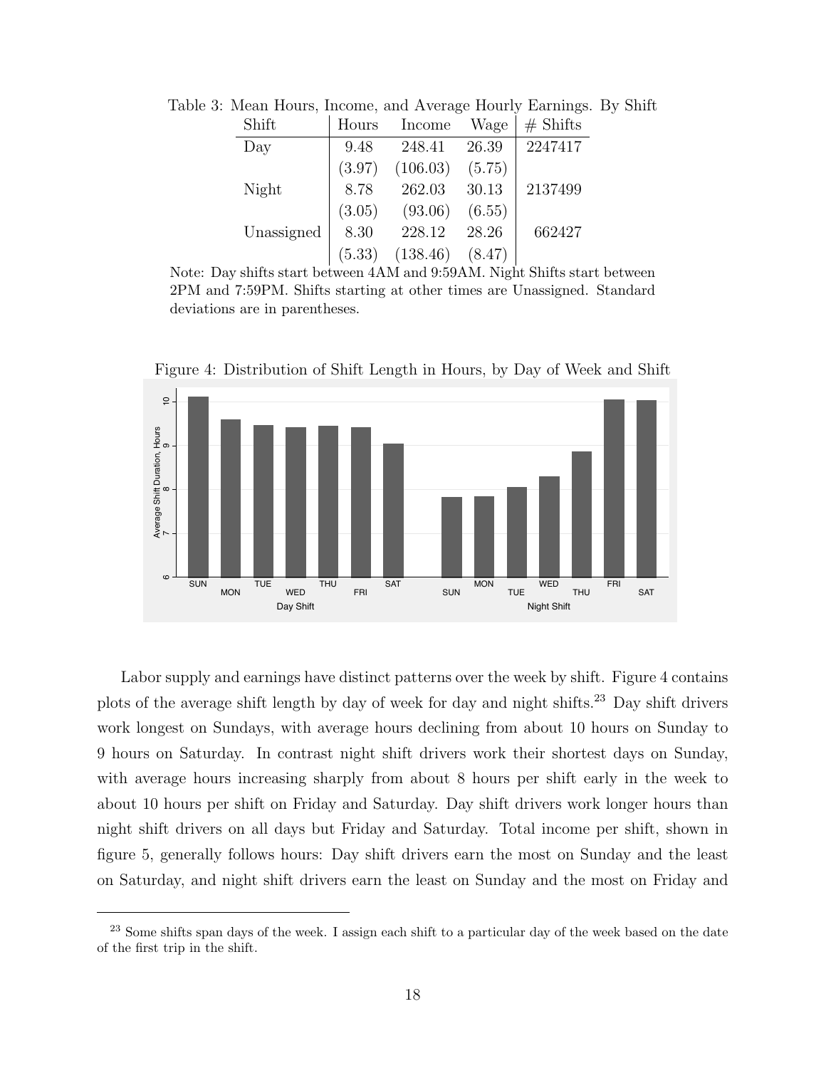Table 3: Mean Hours, Income, and Average Hourly Earnings. By Shift

| Shift | Hours | Income | Wage | # Shifts |
|---|---|---|---|---|
| Day | 9.48 | 248.41 | 26.39 | 2247417 |
| | (3.97) | (106.03) | (5.75) | |
| Night | 8.78 | 262.03 | 30.13 | 2137499 |
| | (3.05) | (93.06) | (6.55) | |
| Unassigned | 8.30 | 228.12 | 28.26 | 662427 |
| | (5.33) | (138.46) | (8.47) | |

Note: Day shifts start between 4AM and 9:59AM. Night Shifts start between 2PM and 7:59PM. Shifts starting at other times are Unassigned. Standard deviations are in parentheses.

Figure 4: Distribution of Shift Length in Hours, by Day of Week and Shift

Labor supply and earnings have distinct patterns over the week by shift. Figure 4 contains plots of the average shift length by day of week for day and night shifts.[23] Day shift drivers work longest on Sundays, with average hours declining from about 10 hours on Sunday to 9 hours on Saturday. In contrast night shift drivers work their shortest days on Sunday, with average hours increasing sharply from about 8 hours per shift early in the week to about 10 hours per shift on Friday and Saturday. Day shift drivers work longer hours than night shift drivers on all days but Friday and Saturday. Total income per shift, shown in figure 5, generally follows hours: Day shift drivers earn the most on Sunday and the least on Saturday, and night shift drivers earn the least on Sunday and the most on Friday and

[23] Some shifts span days of the week. I assign each shift to a particular day of the week based on the date of the first trip in the shift.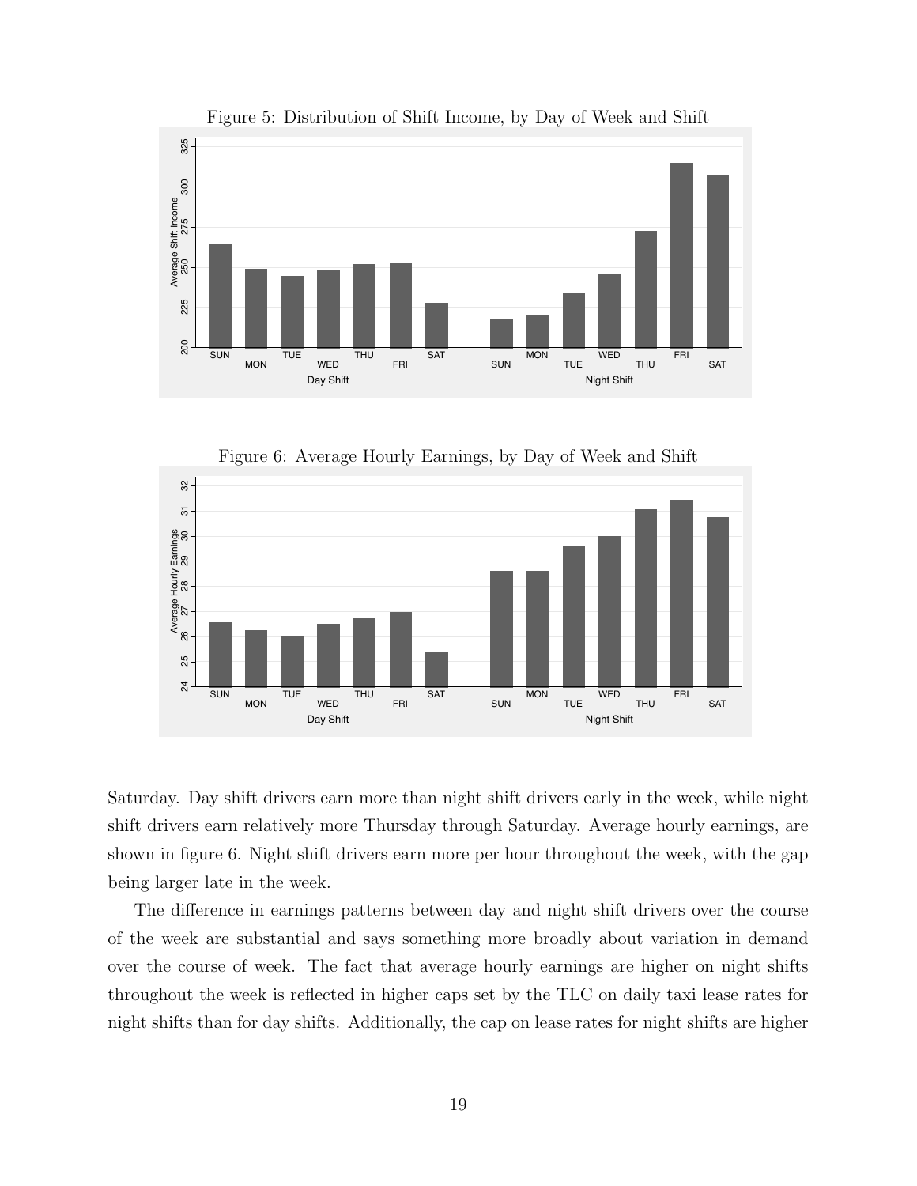Figure 5: Distribution of Shift Income, by Day of Week and Shift

Figure 6: Average Hourly Earnings, by Day of Week and Shift

Saturday. Day shift drivers earn more than night shift drivers early in the week, while night shift drivers earn relatively more Thursday through Saturday. Average hourly earnings, are shown in figure 6. Night shift drivers earn more per hour throughout the week, with the gap being larger late in the week.

The difference in earnings patterns between day and night shift drivers over the course of the week are substantial and says something more broadly about variation in demand over the course of week. The fact that average hourly earnings are higher on night shifts throughout the week is reflected in higher caps set by the TLC on daily taxi lease rates for night shifts than for day shifts. Additionally, the cap on lease rates for night shifts are higher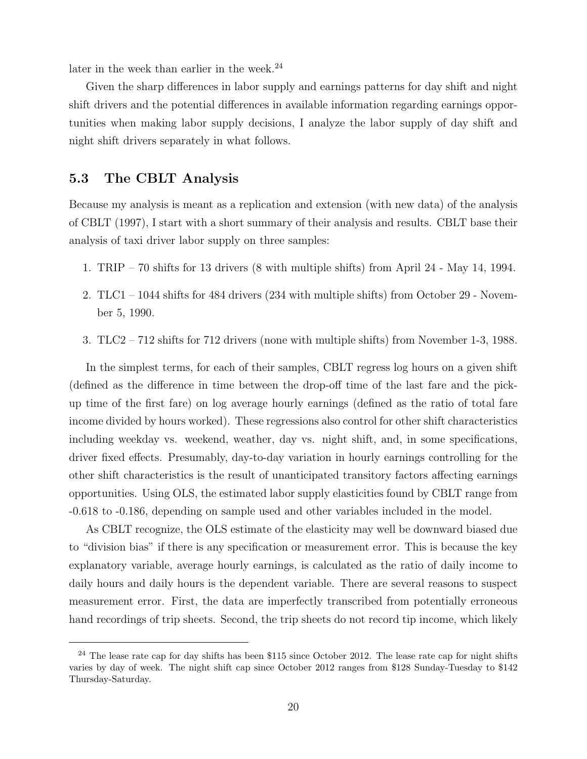later in the week than earlier in the week.[24]

Given the sharp differences in labor supply and earnings patterns for day shift and night shift drivers and the potential differences in available information regarding earnings opportunities when making labor supply decisions, I analyze the labor supply of day shift and night shift drivers separately in what follows.

## 5.3 The CBLT Analysis

Because my analysis is meant as a replication and extension (with new data) of the analysis of CBLT (1997), I start with a short summary of their analysis and results. CBLT base their analysis of taxi driver labor supply on three samples:

1. TRIP – 70 shifts for 13 drivers (8 with multiple shifts) from April 24 - May 14, 1994.
2. TLC1 – 1044 shifts for 484 drivers (234 with multiple shifts) from October 29 - November 5, 1990.
3. TLC2 – 712 shifts for 712 drivers (none with multiple shifts) from November 1-3, 1988.

In the simplest terms, for each of their samples, CBLT regress log hours on a given shift (defined as the difference in time between the drop-off time of the last fare and the pick-up time of the first fare) on log average hourly earnings (defined as the ratio of total fare income divided by hours worked). These regressions also control for other shift characteristics including weekday vs. weekend, weather, day vs. night shift, and, in some specifications, driver fixed effects. Presumably, day-to-day variation in hourly earnings controlling for the other shift characteristics is the result of unanticipated transitory factors affecting earnings opportunities. Using OLS, the estimated labor supply elasticities found by CBLT range from -0.618 to -0.186, depending on sample used and other variables included in the model.

As CBLT recognize, the OLS estimate of the elasticity may well be downward biased due to "division bias" if there is any specification or measurement error. This is because the key explanatory variable, average hourly earnings, is calculated as the ratio of daily income to daily hours and daily hours is the dependent variable. There are several reasons to suspect measurement error. First, the data are imperfectly transcribed from potentially erroneous hand recordings of trip sheets. Second, the trip sheets do not record tip income, which likely

[24] The lease rate cap for day shifts has been \$115 since October 2012. The lease rate cap for night shifts varies by day of week. The night shift cap since October 2012 ranges from \$128 Sunday-Tuesday to \$142 Thursday-Saturday.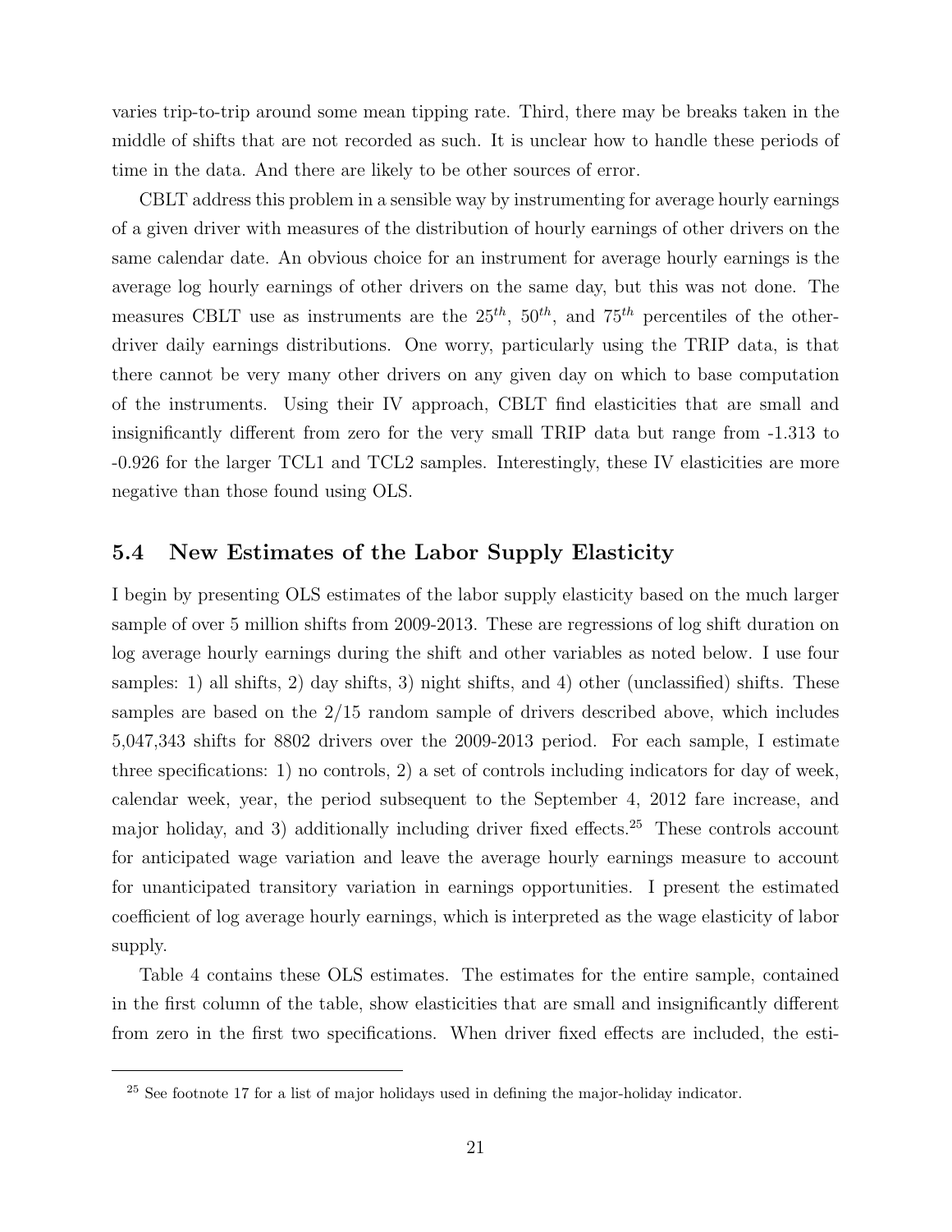varies trip-to-trip around some mean tipping rate. Third, there may be breaks taken in the middle of shifts that are not recorded as such. It is unclear how to handle these periods of time in the data. And there are likely to be other sources of error.

CBLT address this problem in a sensible way by instrumenting for average hourly earnings of a given driver with measures of the distribution of hourly earnings of other drivers on the same calendar date. An obvious choice for an instrument for average hourly earnings is the average log hourly earnings of other drivers on the same day, but this was not done. The measures CBLT use as instruments are the $25^{th}$, $50^{th}$, and $75^{th}$ percentiles of the other-driver daily earnings distributions. One worry, particularly using the TRIP data, is that there cannot be very many other drivers on any given day on which to base computation of the instruments. Using their IV approach, CBLT find elasticities that are small and insignificantly different from zero for the very small TRIP data but range from -1.313 to -0.926 for the larger TCL1 and TCL2 samples. Interestingly, these IV elasticities are more negative than those found using OLS.

## 5.4 New Estimates of the Labor Supply Elasticity

I begin by presenting OLS estimates of the labor supply elasticity based on the much larger sample of over 5 million shifts from 2009-2013. These are regressions of log shift duration on log average hourly earnings during the shift and other variables as noted below. I use four samples: 1) all shifts, 2) day shifts, 3) night shifts, and 4) other (unclassified) shifts. These samples are based on the 2/15 random sample of drivers described above, which includes 5,047,343 shifts for 8802 drivers over the 2009-2013 period. For each sample, I estimate three specifications: 1) no controls, 2) a set of controls including indicators for day of week, calendar week, year, the period subsequent to the September 4, 2012 fare increase, and major holiday, and 3) additionally including driver fixed effects.[25] These controls account for anticipated wage variation and leave the average hourly earnings measure to account for unanticipated transitory variation in earnings opportunities. I present the estimated coefficient of log average hourly earnings, which is interpreted as the wage elasticity of labor supply.

Table 4 contains these OLS estimates. The estimates for the entire sample, contained in the first column of the table, show elasticities that are small and insignificantly different from zero in the first two specifications. When driver fixed effects are included, the esti-

[25] See footnote 17 for a list of major holidays used in defining the major-holiday indicator.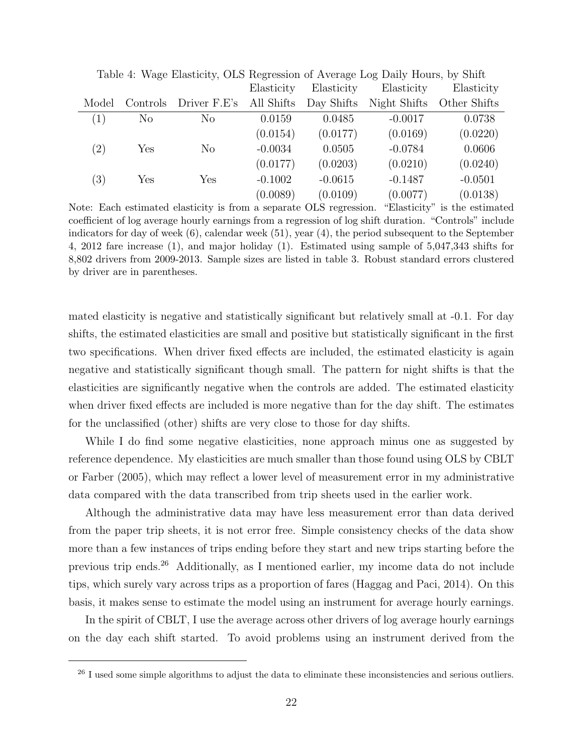Table 4: Wage Elasticity, OLS Regression of Average Log Daily Hours, by Shift

| Model | Controls | Driver F.E's | Elasticity All Shifts | Elasticity Day Shifts | Elasticity Night Shifts | Elasticity Other Shifts |
|---|---|---|---|---|---|---|
| (1) | No | No | 0.0159 | 0.0485 | -0.0017 | 0.0738 |
| | | | (0.0154) | (0.0177) | (0.0169) | (0.0220) |
| (2) | Yes | No | -0.0034 | 0.0505 | -0.0784 | 0.0606 |
| | | | (0.0177) | (0.0203) | (0.0210) | (0.0240) |
| (3) | Yes | Yes | -0.1002 | -0.0615 | -0.1487 | -0.0501 |
| | | | (0.0089) | (0.0109) | (0.0077) | (0.0138) |

Note: Each estimated elasticity is from a separate OLS regression. "Elasticity" is the estimated coefficient of log average hourly earnings from a regression of log shift duration. "Controls" include indicators for day of week (6), calendar week (51), year (4), the period subsequent to the September 4, 2012 fare increase (1), and major holiday (1). Estimated using sample of 5,047,343 shifts for 8,802 drivers from 2009-2013. Sample sizes are listed in table 3. Robust standard errors clustered by driver are in parentheses.

mated elasticity is negative and statistically significant but relatively small at -0.1. For day shifts, the estimated elasticities are small and positive but statistically significant in the first two specifications. When driver fixed effects are included, the estimated elasticity is again negative and statistically significant though small. The pattern for night shifts is that the elasticities are significantly negative when the controls are added. The estimated elasticity when driver fixed effects are included is more negative than for the day shift. The estimates for the unclassified (other) shifts are very close to those for day shifts.

While I do find some negative elasticities, none approach minus one as suggested by reference dependence. My elasticities are much smaller than those found using OLS by CBLT or Farber (2005), which may reflect a lower level of measurement error in my administrative data compared with the data transcribed from trip sheets used in the earlier work.

Although the administrative data may have less measurement error than data derived from the paper trip sheets, it is not error free. Simple consistency checks of the data show more than a few instances of trips ending before they start and new trips starting before the previous trip ends.[26] Additionally, as I mentioned earlier, my income data do not include tips, which surely vary across trips as a proportion of fares (Haggag and Paci, 2014). On this basis, it makes sense to estimate the model using an instrument for average hourly earnings.

In the spirit of CBLT, I use the average across other drivers of log average hourly earnings on the day each shift started. To avoid problems using an instrument derived from the

[26] I used some simple algorithms to adjust the data to eliminate these inconsistencies and serious outliers.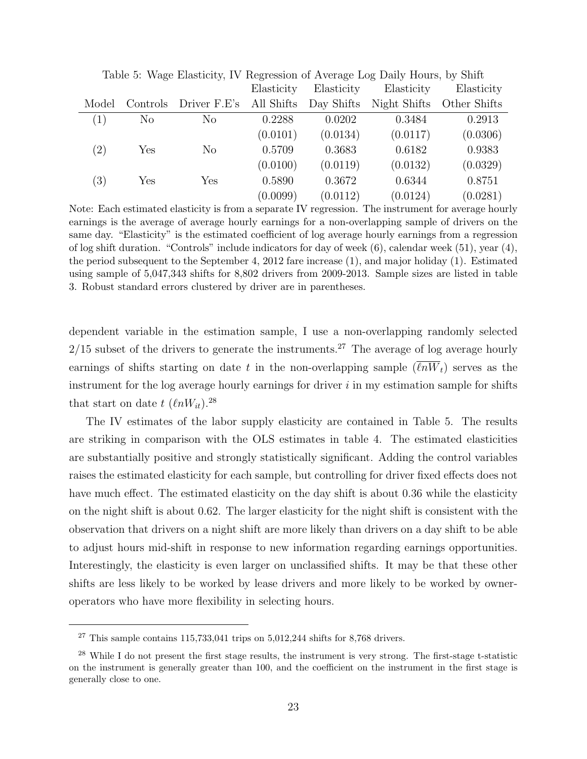Table 5: Wage Elasticity, IV Regression of Average Log Daily Hours, by Shift

| Model | Controls | Driver F.E's | Elasticity All Shifts | Elasticity Day Shifts | Elasticity Night Shifts | Elasticity Other Shifts |
|---|---|---|---|---|---|---|
| (1) | No | No | 0.2288 | 0.0202 | 0.3484 | 0.2913 |
| | | | (0.0101) | (0.0134) | (0.0117) | (0.0306) |
| (2) | Yes | No | 0.5709 | 0.3683 | 0.6182 | 0.9383 |
| | | | (0.0100) | (0.0119) | (0.0132) | (0.0329) |
| (3) | Yes | Yes | 0.5890 | 0.3672 | 0.6344 | 0.8751 |
| | | | (0.0099) | (0.0112) | (0.0124) | (0.0281) |

Note: Each estimated elasticity is from a separate IV regression. The instrument for average hourly earnings is the average of average hourly earnings for a non-overlapping sample of drivers on the same day. "Elasticity" is the estimated coefficient of log average hourly earnings from a regression of log shift duration. "Controls" include indicators for day of week (6), calendar week (51), year (4), the period subsequent to the September 4, 2012 fare increase (1), and major holiday (1). Estimated using sample of 5,047,343 shifts for 8,802 drivers from 2009-2013. Sample sizes are listed in table 3. Robust standard errors clustered by driver are in parentheses.

dependent variable in the estimation sample, I use a non-overlapping randomly selected 2/15 subset of the drivers to generate the instruments.[27] The average of log average hourly earnings of shifts starting on date $t$ in the non-overlapping sample ($\overline{\ell nW}_t$) serves as the instrument for the log average hourly earnings for driver $i$ in my estimation sample for shifts that start on date $t$ ($\ell nW_{it}$).[28]

The IV estimates of the labor supply elasticity are contained in Table 5. The results are striking in comparison with the OLS estimates in table 4. The estimated elasticities are substantially positive and strongly statistically significant. Adding the control variables raises the estimated elasticity for each sample, but controlling for driver fixed effects does not have much effect. The estimated elasticity on the day shift is about 0.36 while the elasticity on the night shift is about 0.62. The larger elasticity for the night shift is consistent with the observation that drivers on a night shift are more likely than drivers on a day shift to be able to adjust hours mid-shift in response to new information regarding earnings opportunities. Interestingly, the elasticity is even larger on unclassified shifts. It may be that these other shifts are less likely to be worked by lease drivers and more likely to be worked by owner-operators who have more flexibility in selecting hours.

[27] This sample contains 115,733,041 trips on 5,012,244 shifts for 8,768 drivers.

[28] While I do not present the first stage results, the instrument is very strong. The first-stage t-statistic on the instrument is generally greater than 100, and the coefficient on the instrument in the first stage is generally close to one.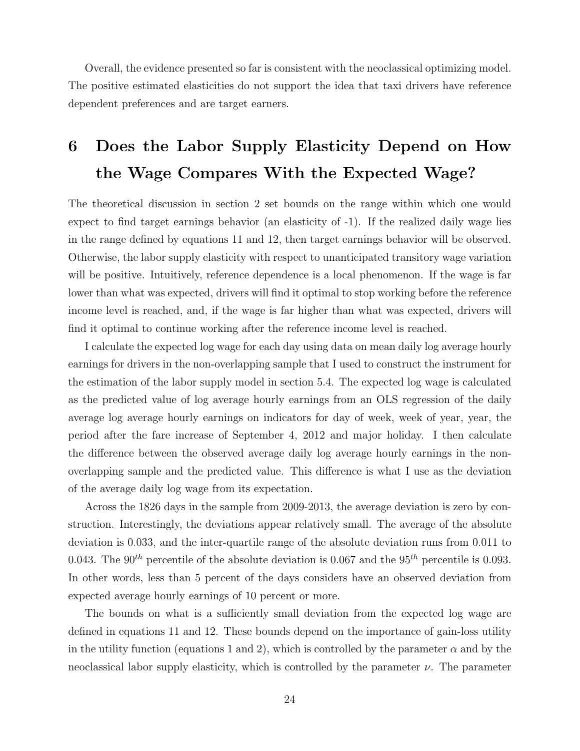Overall, the evidence presented so far is consistent with the neoclassical optimizing model. The positive estimated elasticities do not support the idea that taxi drivers have reference dependent preferences and are target earners.

# 6 Does the Labor Supply Elasticity Depend on How the Wage Compares With the Expected Wage?

The theoretical discussion in section 2 set bounds on the range within which one would expect to find target earnings behavior (an elasticity of -1). If the realized daily wage lies in the range defined by equations 11 and 12, then target earnings behavior will be observed. Otherwise, the labor supply elasticity with respect to unanticipated transitory wage variation will be positive. Intuitively, reference dependence is a local phenomenon. If the wage is far lower than what was expected, drivers will find it optimal to stop working before the reference income level is reached, and, if the wage is far higher than what was expected, drivers will find it optimal to continue working after the reference income level is reached.

I calculate the expected log wage for each day using data on mean daily log average hourly earnings for drivers in the non-overlapping sample that I used to construct the instrument for the estimation of the labor supply model in section 5.4. The expected log wage is calculated as the predicted value of log average hourly earnings from an OLS regression of the daily average log average hourly earnings on indicators for day of week, week of year, year, the period after the fare increase of September 4, 2012 and major holiday. I then calculate the difference between the observed average daily log average hourly earnings in the non-overlapping sample and the predicted value. This difference is what I use as the deviation of the average daily log wage from its expectation.

Across the 1826 days in the sample from 2009-2013, the average deviation is zero by construction. Interestingly, the deviations appear relatively small. The average of the absolute deviation is 0.033, and the inter-quartile range of the absolute deviation runs from 0.011 to 0.043. The $90^{th}$ percentile of the absolute deviation is 0.067 and the $95^{th}$ percentile is 0.093. In other words, less than 5 percent of the days considers have an observed deviation from expected average hourly earnings of 10 percent or more.

The bounds on what is a sufficiently small deviation from the expected log wage are defined in equations 11 and 12. These bounds depend on the importance of gain-loss utility in the utility function (equations 1 and 2), which is controlled by the parameter $\alpha$ and by the neoclassical labor supply elasticity, which is controlled by the parameter $\nu$. The parameter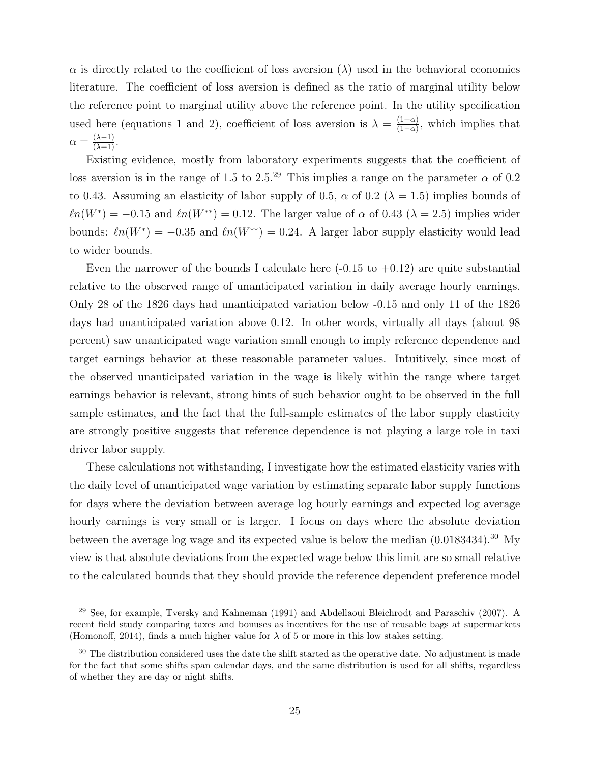$\alpha$ is directly related to the coefficient of loss aversion ($\lambda$) used in the behavioral economics literature. The coefficient of loss aversion is defined as the ratio of marginal utility below the reference point to marginal utility above the reference point. In the utility specification used here (equations 1 and 2), coefficient of loss aversion is $\lambda = \frac{(1+\alpha)}{(1-\alpha)}$, which implies that $\alpha = \frac{(\lambda-1)}{(\lambda+1)}$.

Existing evidence, mostly from laboratory experiments suggests that the coefficient of loss aversion is in the range of 1.5 to 2.5.[29] This implies a range on the parameter $\alpha$ of 0.2 to 0.43. Assuming an elasticity of labor supply of 0.5, $\alpha$ of 0.2 ($\lambda = 1.5$) implies bounds of $\ell n(W^*) = -0.15$ and $\ell n(W^{**}) = 0.12$. The larger value of $\alpha$ of 0.43 ($\lambda = 2.5$) implies wider bounds: $\ell n(W^*) = -0.35$ and $\ell n(W^{**}) = 0.24$. A larger labor supply elasticity would lead to wider bounds.

Even the narrower of the bounds I calculate here (-0.15 to +0.12) are quite substantial relative to the observed range of unanticipated variation in daily average hourly earnings. Only 28 of the 1826 days had unanticipated variation below -0.15 and only 11 of the 1826 days had unanticipated variation above 0.12. In other words, virtually all days (about 98 percent) saw unanticipated wage variation small enough to imply reference dependence and target earnings behavior at these reasonable parameter values. Intuitively, since most of the observed unanticipated variation in the wage is likely within the range where target earnings behavior is relevant, strong hints of such behavior ought to be observed in the full sample estimates, and the fact that the full-sample estimates of the labor supply elasticity are strongly positive suggests that reference dependence is not playing a large role in taxi driver labor supply.

These calculations not withstanding, I investigate how the estimated elasticity varies with the daily level of unanticipated wage variation by estimating separate labor supply functions for days where the deviation between average log hourly earnings and expected log average hourly earnings is very small or is larger. I focus on days where the absolute deviation between the average log wage and its expected value is below the median (0.0183434).[30] My view is that absolute deviations from the expected wage below this limit are so small relative to the calculated bounds that they should provide the reference dependent preference model

---

[29] See, for example, Tversky and Kahneman (1991) and Abdellaoui Bleichrodt and Paraschiv (2007). A recent field study comparing taxes and bonuses as incentives for the use of reusable bags at supermarkets (Homonoff, 2014), finds a much higher value for $\lambda$ of 5 or more in this low stakes setting.

[30] The distribution considered uses the date the shift started as the operative date. No adjustment is made for the fact that some shifts span calendar days, and the same distribution is used for all shifts, regardless of whether they are day or night shifts.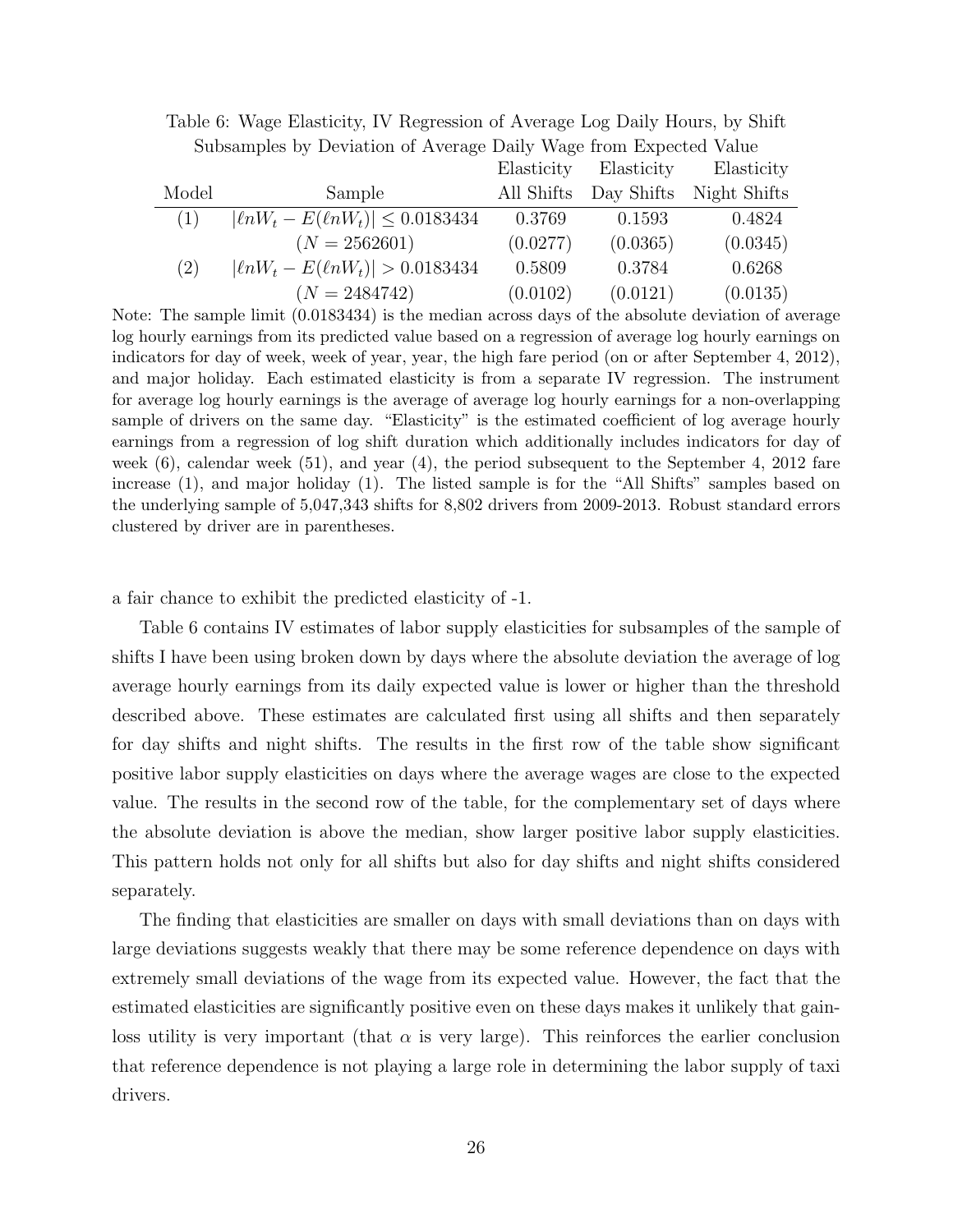Table 6: Wage Elasticity, IV Regression of Average Log Daily Hours, by Shift Subsamples by Deviation of Average Daily Wage from Expected Value

| Model | Sample | Elasticity All Shifts | Elasticity Day Shifts | Elasticity Night Shifts |
|---|---|---|---|---|
| (1) | $\lvert \ell n W_t - E(\ell n W_t) \rvert \leq 0.0183434$ | 0.3769 | 0.1593 | 0.4824 |
| | $(N = 2562601)$ | (0.0277) | (0.0365) | (0.0345) |
| (2) | $\lvert \ell n W_t - E(\ell n W_t) \rvert > 0.0183434$ | 0.5809 | 0.3784 | 0.6268 |
| | $(N = 2484742)$ | (0.0102) | (0.0121) | (0.0135) |

Note: The sample limit (0.0183434) is the median across days of the absolute deviation of average log hourly earnings from its predicted value based on a regression of average log hourly earnings on indicators for day of week, week of year, year, the high fare period (on or after September 4, 2012), and major holiday. Each estimated elasticity is from a separate IV regression. The instrument for average log hourly earnings is the average of average log hourly earnings for a non-overlapping sample of drivers on the same day. "Elasticity" is the estimated coefficient of log average hourly earnings from a regression of log shift duration which additionally includes indicators for day of week (6), calendar week (51), and year (4), the period subsequent to the September 4, 2012 fare increase (1), and major holiday (1). The listed sample is for the "All Shifts" samples based on the underlying sample of 5,047,343 shifts for 8,802 drivers from 2009-2013. Robust standard errors clustered by driver are in parentheses.

a fair chance to exhibit the predicted elasticity of -1.

Table 6 contains IV estimates of labor supply elasticities for subsamples of the sample of shifts I have been using broken down by days where the absolute deviation the average of log average hourly earnings from its daily expected value is lower or higher than the threshold described above. These estimates are calculated first using all shifts and then separately for day shifts and night shifts. The results in the first row of the table show significant positive labor supply elasticities on days where the average wages are close to the expected value. The results in the second row of the table, for the complementary set of days where the absolute deviation is above the median, show larger positive labor supply elasticities. This pattern holds not only for all shifts but also for day shifts and night shifts considered separately.

The finding that elasticities are smaller on days with small deviations than on days with large deviations suggests weakly that there may be some reference dependence on days with extremely small deviations of the wage from its expected value. However, the fact that the estimated elasticities are significantly positive even on these days makes it unlikely that gain-loss utility is very important (that $\alpha$ is very large). This reinforces the earlier conclusion that reference dependence is not playing a large role in determining the labor supply of taxi drivers.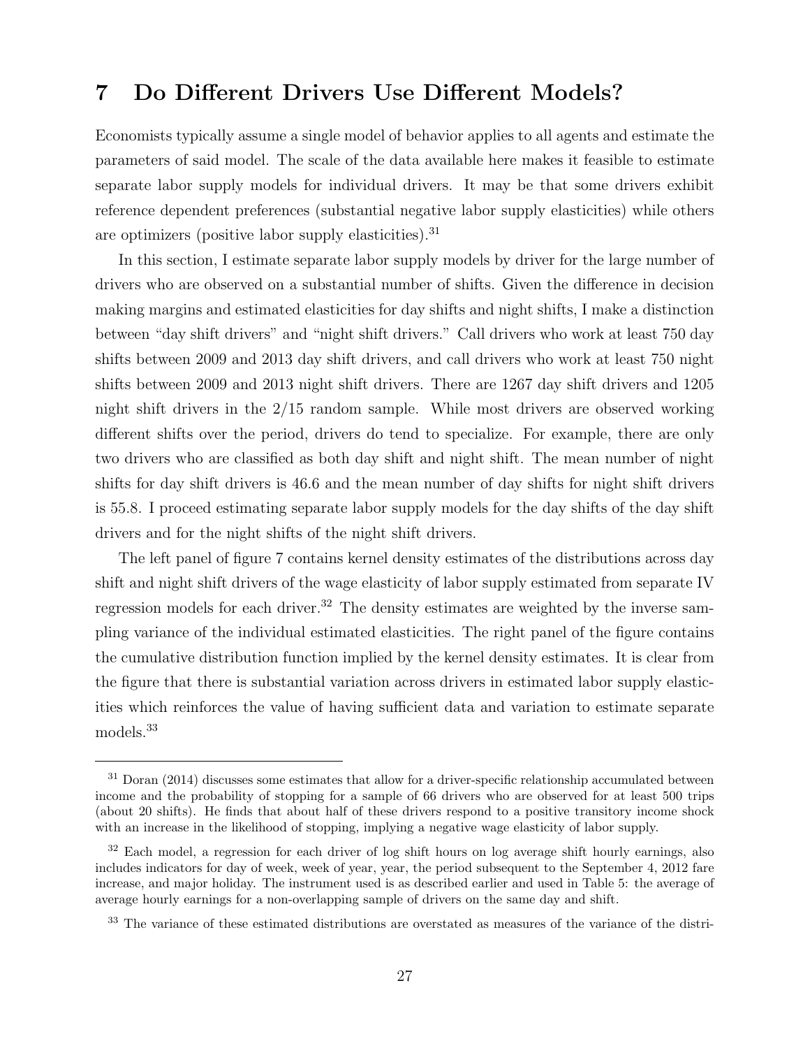# 7 Do Different Drivers Use Different Models?

Economists typically assume a single model of behavior applies to all agents and estimate the parameters of said model. The scale of the data available here makes it feasible to estimate separate labor supply models for individual drivers. It may be that some drivers exhibit reference dependent preferences (substantial negative labor supply elasticities) while others are optimizers (positive labor supply elasticities).[31]

In this section, I estimate separate labor supply models by driver for the large number of drivers who are observed on a substantial number of shifts. Given the difference in decision making margins and estimated elasticities for day shifts and night shifts, I make a distinction between "day shift drivers" and "night shift drivers." Call drivers who work at least 750 day shifts between 2009 and 2013 day shift drivers, and call drivers who work at least 750 night shifts between 2009 and 2013 night shift drivers. There are 1267 day shift drivers and 1205 night shift drivers in the 2/15 random sample. While most drivers are observed working different shifts over the period, drivers do tend to specialize. For example, there are only two drivers who are classified as both day shift and night shift. The mean number of night shifts for day shift drivers is 46.6 and the mean number of day shifts for night shift drivers is 55.8. I proceed estimating separate labor supply models for the day shifts of the day shift drivers and for the night shifts of the night shift drivers.

The left panel of figure 7 contains kernel density estimates of the distributions across day shift and night shift drivers of the wage elasticity of labor supply estimated from separate IV regression models for each driver.[32] The density estimates are weighted by the inverse sampling variance of the individual estimated elasticities. The right panel of the figure contains the cumulative distribution function implied by the kernel density estimates. It is clear from the figure that there is substantial variation across drivers in estimated labor supply elasticities which reinforces the value of having sufficient data and variation to estimate separate models.[33]

---

[31] Doran (2014) discusses some estimates that allow for a driver-specific relationship accumulated between income and the probability of stopping for a sample of 66 drivers who are observed for at least 500 trips (about 20 shifts). He finds that about half of these drivers respond to a positive transitory income shock with an increase in the likelihood of stopping, implying a negative wage elasticity of labor supply.

[32] Each model, a regression for each driver of log shift hours on log average shift hourly earnings, also includes indicators for day of week, week of year, year, the period subsequent to the September 4, 2012 fare increase, and major holiday. The instrument used is as described earlier and used in Table 5: the average of average hourly earnings for a non-overlapping sample of drivers on the same day and shift.

[33] The variance of these estimated distributions are overstated as measures of the variance of the distri-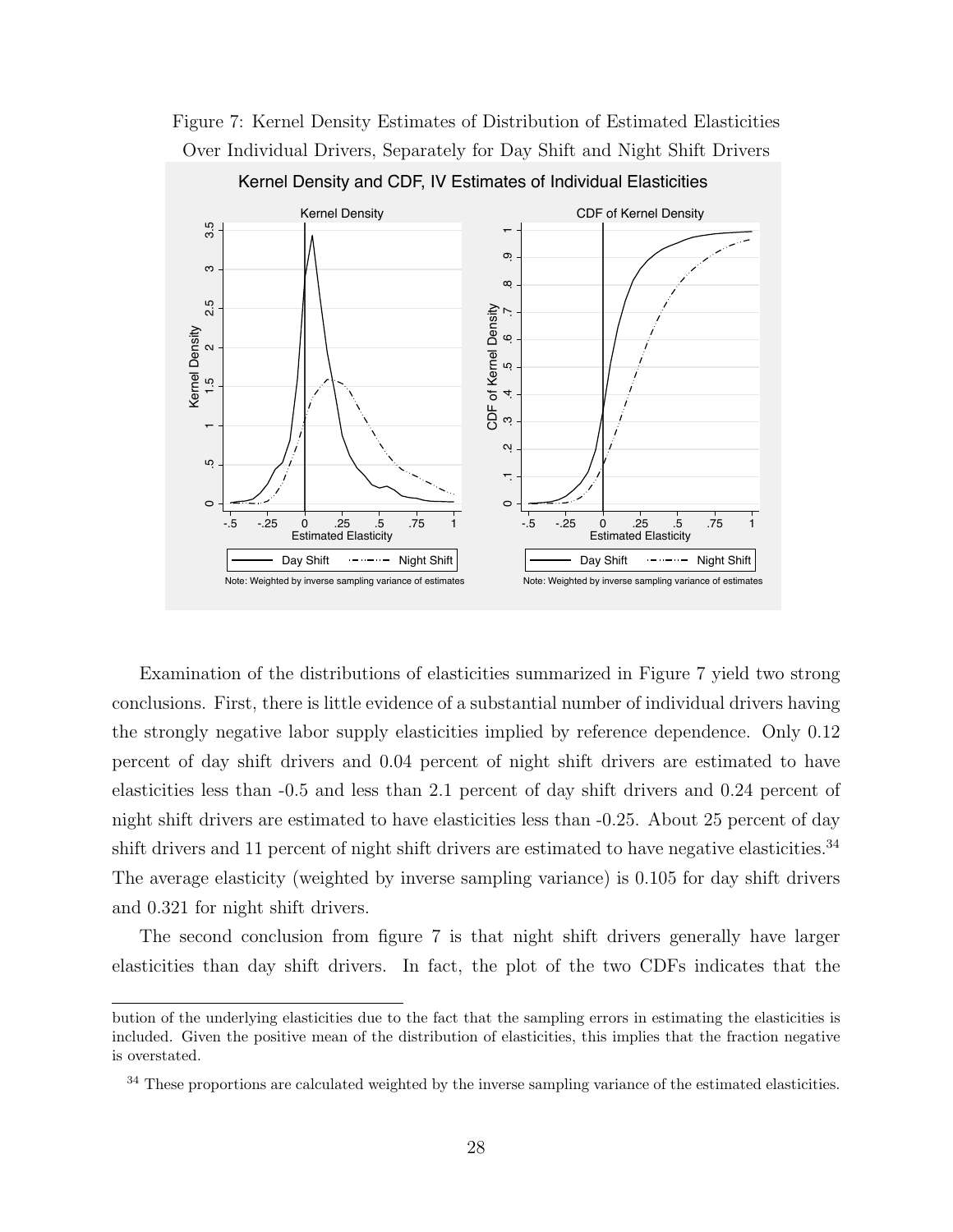Figure 7: Kernel Density Estimates of Distribution of Estimated Elasticities Over Individual Drivers, Separately for Day Shift and Night Shift Drivers

Examination of the distributions of elasticities summarized in Figure 7 yield two strong conclusions. First, there is little evidence of a substantial number of individual drivers having the strongly negative labor supply elasticities implied by reference dependence. Only 0.12 percent of day shift drivers and 0.04 percent of night shift drivers are estimated to have elasticities less than -0.5 and less than 2.1 percent of day shift drivers and 0.24 percent of night shift drivers are estimated to have elasticities less than -0.25. About 25 percent of day shift drivers and 11 percent of night shift drivers are estimated to have negative elasticities.[34] The average elasticity (weighted by inverse sampling variance) is 0.105 for day shift drivers and 0.321 for night shift drivers.

The second conclusion from figure 7 is that night shift drivers generally have larger elasticities than day shift drivers. In fact, the plot of the two CDFs indicates that the

bution of the underlying elasticities due to the fact that the sampling errors in estimating the elasticities is included. Given the positive mean of the distribution of elasticities, this implies that the fraction negative is overstated.

[34] These proportions are calculated weighted by the inverse sampling variance of the estimated elasticities.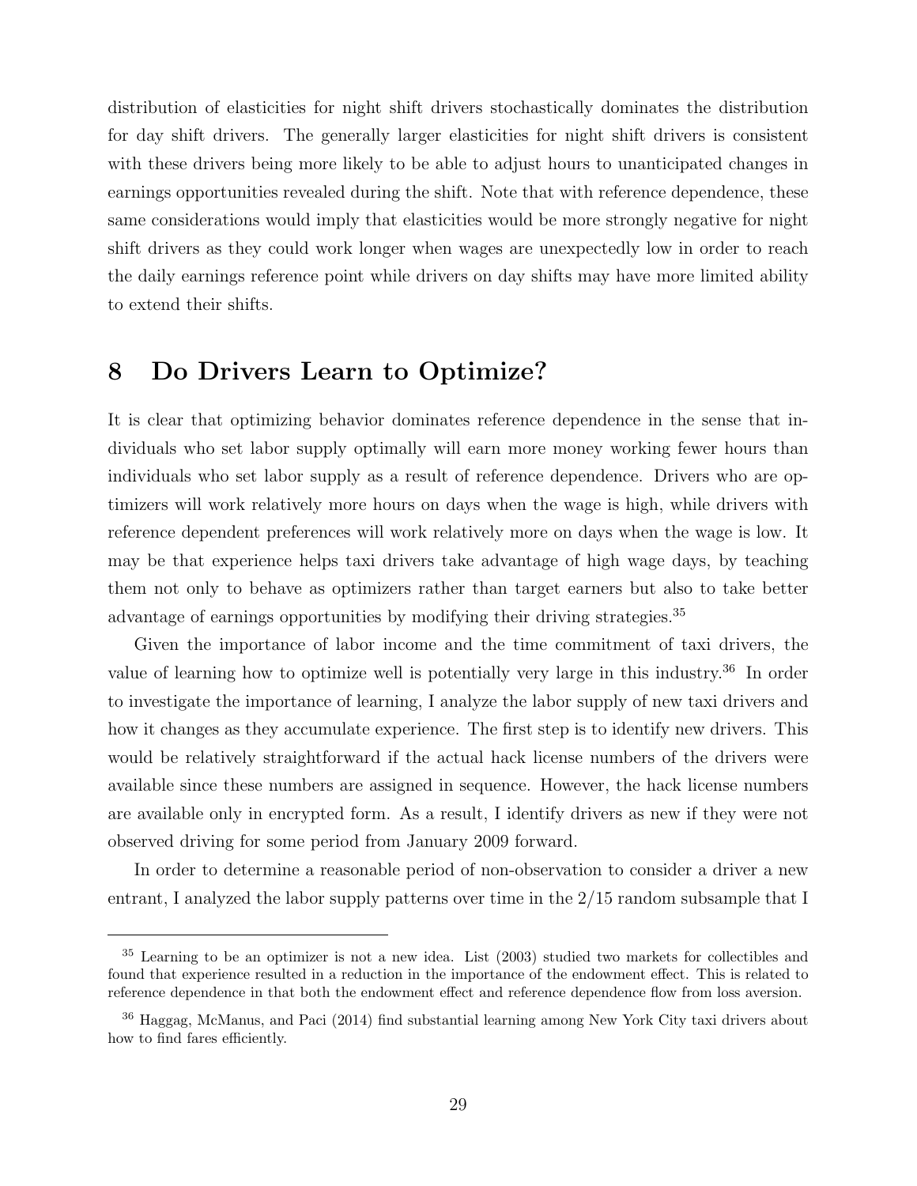distribution of elasticities for night shift drivers stochastically dominates the distribution for day shift drivers. The generally larger elasticities for night shift drivers is consistent with these drivers being more likely to be able to adjust hours to unanticipated changes in earnings opportunities revealed during the shift. Note that with reference dependence, these same considerations would imply that elasticities would be more strongly negative for night shift drivers as they could work longer when wages are unexpectedly low in order to reach the daily earnings reference point while drivers on day shifts may have more limited ability to extend their shifts.

## 8 Do Drivers Learn to Optimize?

It is clear that optimizing behavior dominates reference dependence in the sense that individuals who set labor supply optimally will earn more money working fewer hours than individuals who set labor supply as a result of reference dependence. Drivers who are optimizers will work relatively more hours on days when the wage is high, while drivers with reference dependent preferences will work relatively more on days when the wage is low. It may be that experience helps taxi drivers take advantage of high wage days, by teaching them not only to behave as optimizers rather than target earners but also to take better advantage of earnings opportunities by modifying their driving strategies.[35]

Given the importance of labor income and the time commitment of taxi drivers, the value of learning how to optimize well is potentially very large in this industry.[36] In order to investigate the importance of learning, I analyze the labor supply of new taxi drivers and how it changes as they accumulate experience. The first step is to identify new drivers. This would be relatively straightforward if the actual hack license numbers of the drivers were available since these numbers are assigned in sequence. However, the hack license numbers are available only in encrypted form. As a result, I identify drivers as new if they were not observed driving for some period from January 2009 forward.

In order to determine a reasonable period of non-observation to consider a driver a new entrant, I analyzed the labor supply patterns over time in the 2/15 random subsample that I

[35] Learning to be an optimizer is not a new idea. List (2003) studied two markets for collectibles and found that experience resulted in a reduction in the importance of the endowment effect. This is related to reference dependence in that both the endowment effect and reference dependence flow from loss aversion.

[36] Haggag, McManus, and Paci (2014) find substantial learning among New York City taxi drivers about how to find fares efficiently.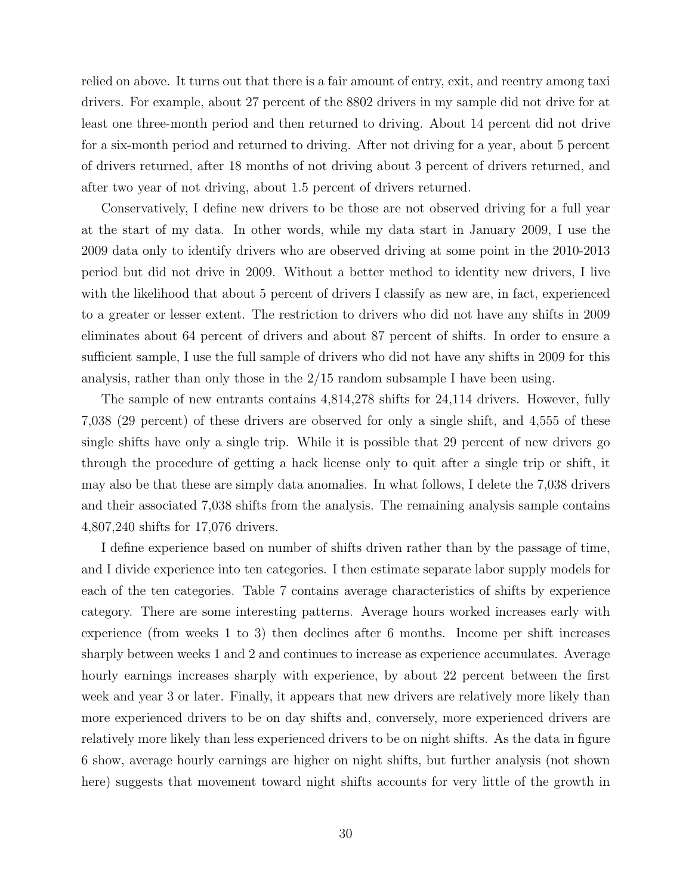relied on above. It turns out that there is a fair amount of entry, exit, and reentry among taxi drivers. For example, about 27 percent of the 8802 drivers in my sample did not drive for at least one three-month period and then returned to driving. About 14 percent did not drive for a six-month period and returned to driving. After not driving for a year, about 5 percent of drivers returned, after 18 months of not driving about 3 percent of drivers returned, and after two year of not driving, about 1.5 percent of drivers returned.

Conservatively, I define new drivers to be those are not observed driving for a full year at the start of my data. In other words, while my data start in January 2009, I use the 2009 data only to identify drivers who are observed driving at some point in the 2010-2013 period but did not drive in 2009. Without a better method to identity new drivers, I live with the likelihood that about 5 percent of drivers I classify as new are, in fact, experienced to a greater or lesser extent. The restriction to drivers who did not have any shifts in 2009 eliminates about 64 percent of drivers and about 87 percent of shifts. In order to ensure a sufficient sample, I use the full sample of drivers who did not have any shifts in 2009 for this analysis, rather than only those in the 2/15 random subsample I have been using.

The sample of new entrants contains 4,814,278 shifts for 24,114 drivers. However, fully 7,038 (29 percent) of these drivers are observed for only a single shift, and 4,555 of these single shifts have only a single trip. While it is possible that 29 percent of new drivers go through the procedure of getting a hack license only to quit after a single trip or shift, it may also be that these are simply data anomalies. In what follows, I delete the 7,038 drivers and their associated 7,038 shifts from the analysis. The remaining analysis sample contains 4,807,240 shifts for 17,076 drivers.

I define experience based on number of shifts driven rather than by the passage of time, and I divide experience into ten categories. I then estimate separate labor supply models for each of the ten categories. Table 7 contains average characteristics of shifts by experience category. There are some interesting patterns. Average hours worked increases early with experience (from weeks 1 to 3) then declines after 6 months. Income per shift increases sharply between weeks 1 and 2 and continues to increase as experience accumulates. Average hourly earnings increases sharply with experience, by about 22 percent between the first week and year 3 or later. Finally, it appears that new drivers are relatively more likely than more experienced drivers to be on day shifts and, conversely, more experienced drivers are relatively more likely than less experienced drivers to be on night shifts. As the data in figure 6 show, average hourly earnings are higher on night shifts, but further analysis (not shown here) suggests that movement toward night shifts accounts for very little of the growth in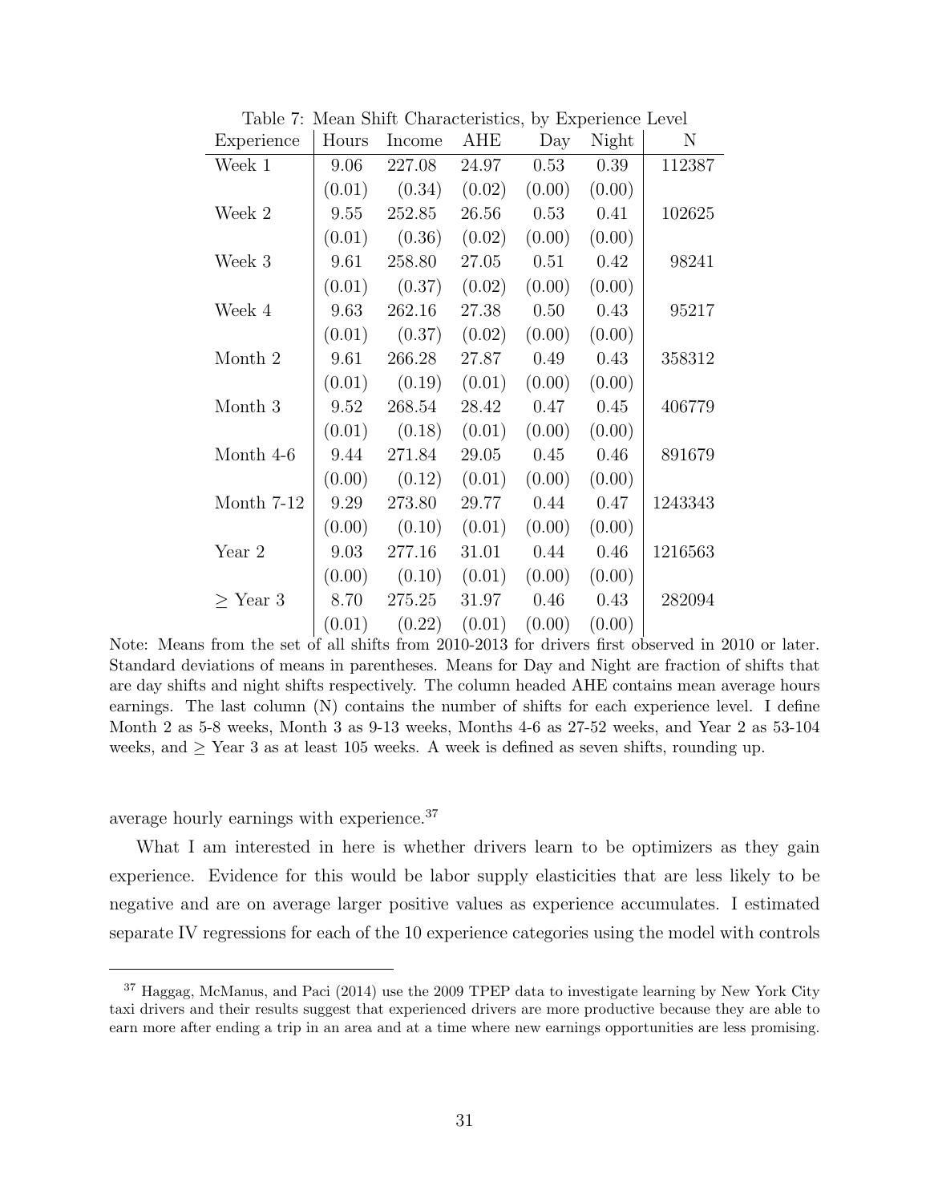Table 7: Mean Shift Characteristics, by Experience Level

| Experience | Hours | Income | AHE | Day | Night | N |
|---|---|---|---|---|---|---|
| Week 1 | 9.06 | 227.08 | 24.97 | 0.53 | 0.39 | 112387 |
| | (0.01) | (0.34) | (0.02) | (0.00) | (0.00) | |
| Week 2 | 9.55 | 252.85 | 26.56 | 0.53 | 0.41 | 102625 |
| | (0.01) | (0.36) | (0.02) | (0.00) | (0.00) | |
| Week 3 | 9.61 | 258.80 | 27.05 | 0.51 | 0.42 | 98241 |
| | (0.01) | (0.37) | (0.02) | (0.00) | (0.00) | |
| Week 4 | 9.63 | 262.16 | 27.38 | 0.50 | 0.43 | 95217 |
| | (0.01) | (0.37) | (0.02) | (0.00) | (0.00) | |
| Month 2 | 9.61 | 266.28 | 27.87 | 0.49 | 0.43 | 358312 |
| | (0.01) | (0.19) | (0.01) | (0.00) | (0.00) | |
| Month 3 | 9.52 | 268.54 | 28.42 | 0.47 | 0.45 | 406779 |
| | (0.01) | (0.18) | (0.01) | (0.00) | (0.00) | |
| Month 4-6 | 9.44 | 271.84 | 29.05 | 0.45 | 0.46 | 891679 |
| | (0.00) | (0.12) | (0.01) | (0.00) | (0.00) | |
| Month 7-12 | 9.29 | 273.80 | 29.77 | 0.44 | 0.47 | 1243343 |
| | (0.00) | (0.10) | (0.01) | (0.00) | (0.00) | |
| Year 2 | 9.03 | 277.16 | 31.01 | 0.44 | 0.46 | 1216563 |
| | (0.00) | (0.10) | (0.01) | (0.00) | (0.00) | |
| $\geq$ Year 3 | 8.70 | 275.25 | 31.97 | 0.46 | 0.43 | 282094 |
| | (0.01) | (0.22) | (0.01) | (0.00) | (0.00) | |

Note: Means from the set of all shifts from 2010-2013 for drivers first observed in 2010 or later. Standard deviations of means in parentheses. Means for Day and Night are fraction of shifts that are day shifts and night shifts respectively. The column headed AHE contains mean average hours earnings. The last column (N) contains the number of shifts for each experience level. I define Month 2 as 5-8 weeks, Month 3 as 9-13 weeks, Months 4-6 as 27-52 weeks, and Year 2 as 53-104 weeks, and $\geq$ Year 3 as at least 105 weeks. A week is defined as seven shifts, rounding up.

average hourly earnings with experience.[37]

What I am interested in here is whether drivers learn to be optimizers as they gain experience. Evidence for this would be labor supply elasticities that are less likely to be negative and are on average larger positive values as experience accumulates. I estimated separate IV regressions for each of the 10 experience categories using the model with controls

[37] Haggag, McManus, and Paci (2014) use the 2009 TPEP data to investigate learning by New York City taxi drivers and their results suggest that experienced drivers are more productive because they are able to earn more after ending a trip in an area and at a time where new earnings opportunities are less promising.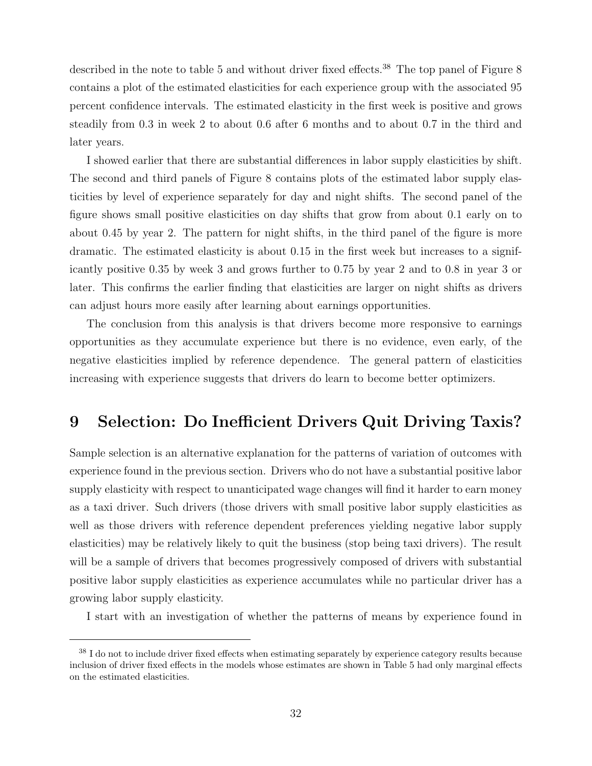described in the note to table 5 and without driver fixed effects.[38] The top panel of Figure 8 contains a plot of the estimated elasticities for each experience group with the associated 95 percent confidence intervals. The estimated elasticity in the first week is positive and grows steadily from 0.3 in week 2 to about 0.6 after 6 months and to about 0.7 in the third and later years.

I showed earlier that there are substantial differences in labor supply elasticities by shift. The second and third panels of Figure 8 contains plots of the estimated labor supply elasticities by level of experience separately for day and night shifts. The second panel of the figure shows small positive elasticities on day shifts that grow from about 0.1 early on to about 0.45 by year 2. The pattern for night shifts, in the third panel of the figure is more dramatic. The estimated elasticity is about 0.15 in the first week but increases to a significantly positive 0.35 by week 3 and grows further to 0.75 by year 2 and to 0.8 in year 3 or later. This confirms the earlier finding that elasticities are larger on night shifts as drivers can adjust hours more easily after learning about earnings opportunities.

The conclusion from this analysis is that drivers become more responsive to earnings opportunities as they accumulate experience but there is no evidence, even early, of the negative elasticities implied by reference dependence. The general pattern of elasticities increasing with experience suggests that drivers do learn to become better optimizers.

# 9 Selection: Do Inefficient Drivers Quit Driving Taxis?

Sample selection is an alternative explanation for the patterns of variation of outcomes with experience found in the previous section. Drivers who do not have a substantial positive labor supply elasticity with respect to unanticipated wage changes will find it harder to earn money as a taxi driver. Such drivers (those drivers with small positive labor supply elasticities as well as those drivers with reference dependent preferences yielding negative labor supply elasticities) may be relatively likely to quit the business (stop being taxi drivers). The result will be a sample of drivers that becomes progressively composed of drivers with substantial positive labor supply elasticities as experience accumulates while no particular driver has a growing labor supply elasticity.

I start with an investigation of whether the patterns of means by experience found in

[38] I do not to include driver fixed effects when estimating separately by experience category results because inclusion of driver fixed effects in the models whose estimates are shown in Table 5 had only marginal effects on the estimated elasticities.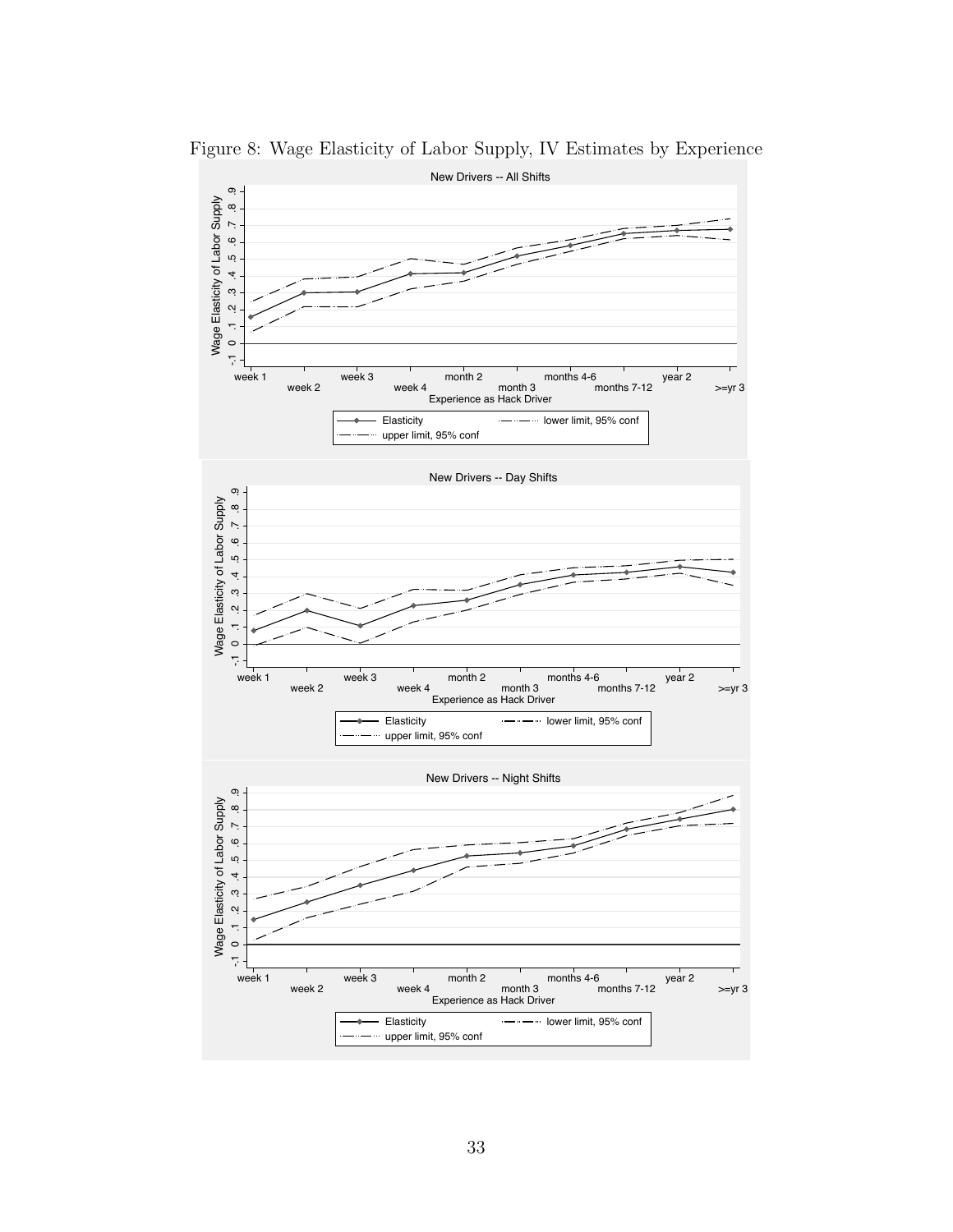Figure 8: Wage Elasticity of Labor Supply, IV Estimates by Experience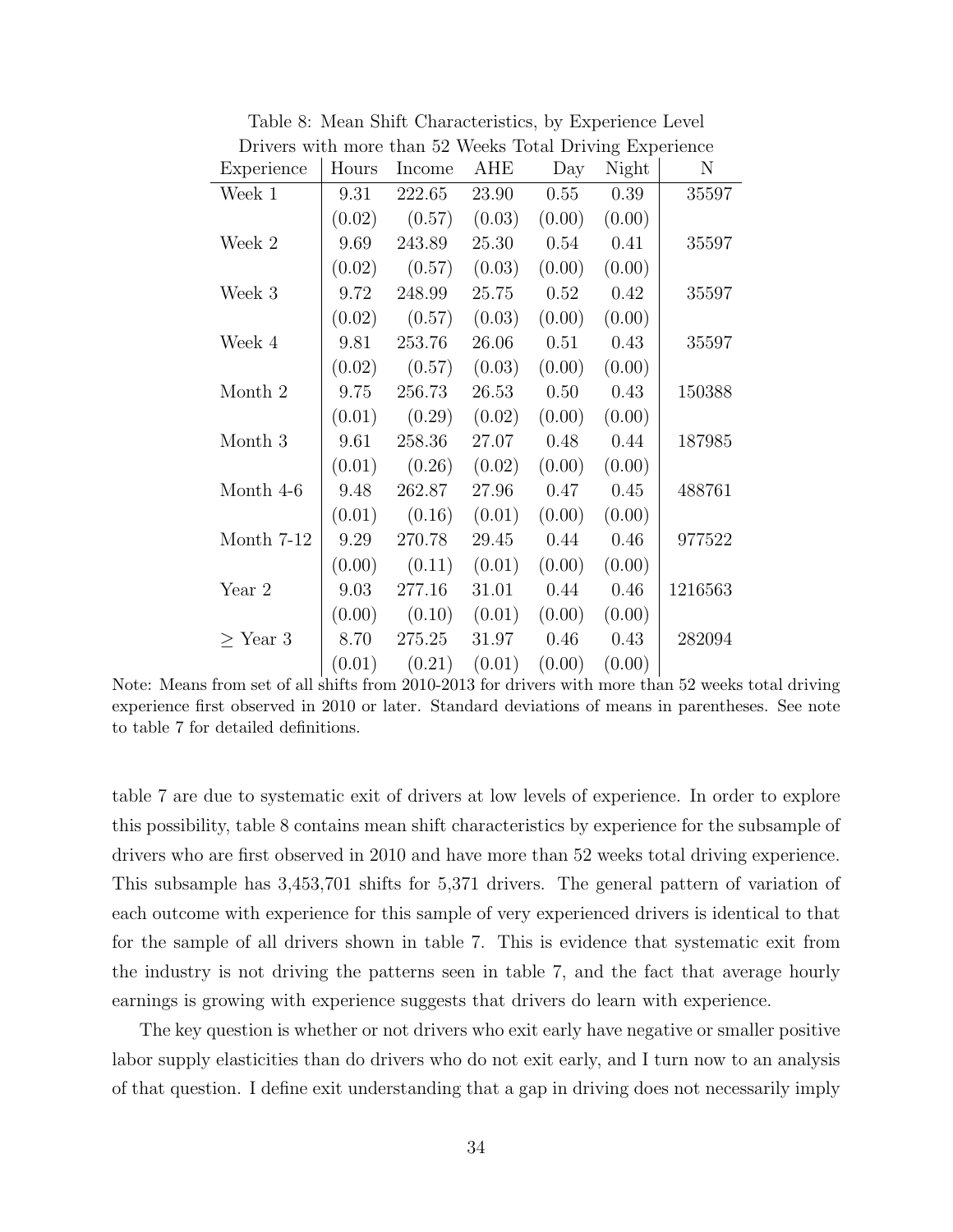Table 8: Mean Shift Characteristics, by Experience Level
Drivers with more than 52 Weeks Total Driving Experience

| Experience | Hours | Income | AHE | Day | Night | N |
|---|---|---|---|---|---|---|
| Week 1 | 9.31 | 222.65 | 23.90 | 0.55 | 0.39 | 35597 |
| | (0.02) | (0.57) | (0.03) | (0.00) | (0.00) | |
| Week 2 | 9.69 | 243.89 | 25.30 | 0.54 | 0.41 | 35597 |
| | (0.02) | (0.57) | (0.03) | (0.00) | (0.00) | |
| Week 3 | 9.72 | 248.99 | 25.75 | 0.52 | 0.42 | 35597 |
| | (0.02) | (0.57) | (0.03) | (0.00) | (0.00) | |
| Week 4 | 9.81 | 253.76 | 26.06 | 0.51 | 0.43 | 35597 |
| | (0.02) | (0.57) | (0.03) | (0.00) | (0.00) | |
| Month 2 | 9.75 | 256.73 | 26.53 | 0.50 | 0.43 | 150388 |
| | (0.01) | (0.29) | (0.02) | (0.00) | (0.00) | |
| Month 3 | 9.61 | 258.36 | 27.07 | 0.48 | 0.44 | 187985 |
| | (0.01) | (0.26) | (0.02) | (0.00) | (0.00) | |
| Month 4-6 | 9.48 | 262.87 | 27.96 | 0.47 | 0.45 | 488761 |
| | (0.01) | (0.16) | (0.01) | (0.00) | (0.00) | |
| Month 7-12 | 9.29 | 270.78 | 29.45 | 0.44 | 0.46 | 977522 |
| | (0.00) | (0.11) | (0.01) | (0.00) | (0.00) | |
| Year 2 | 9.03 | 277.16 | 31.01 | 0.44 | 0.46 | 1216563 |
| | (0.00) | (0.10) | (0.01) | (0.00) | (0.00) | |
| $\geq$ Year 3 | 8.70 | 275.25 | 31.97 | 0.46 | 0.43 | 282094 |
| | (0.01) | (0.21) | (0.01) | (0.00) | (0.00) | |

Note: Means from set of all shifts from 2010-2013 for drivers with more than 52 weeks total driving experience first observed in 2010 or later. Standard deviations of means in parentheses. See note to table 7 for detailed definitions.

table 7 are due to systematic exit of drivers at low levels of experience. In order to explore this possibility, table 8 contains mean shift characteristics by experience for the subsample of drivers who are first observed in 2010 and have more than 52 weeks total driving experience. This subsample has 3,453,701 shifts for 5,371 drivers. The general pattern of variation of each outcome with experience for this sample of very experienced drivers is identical to that for the sample of all drivers shown in table 7. This is evidence that systematic exit from the industry is not driving the patterns seen in table 7, and the fact that average hourly earnings is growing with experience suggests that drivers do learn with experience.

The key question is whether or not drivers who exit early have negative or smaller positive labor supply elasticities than do drivers who do not exit early, and I turn now to an analysis of that question. I define exit understanding that a gap in driving does not necessarily imply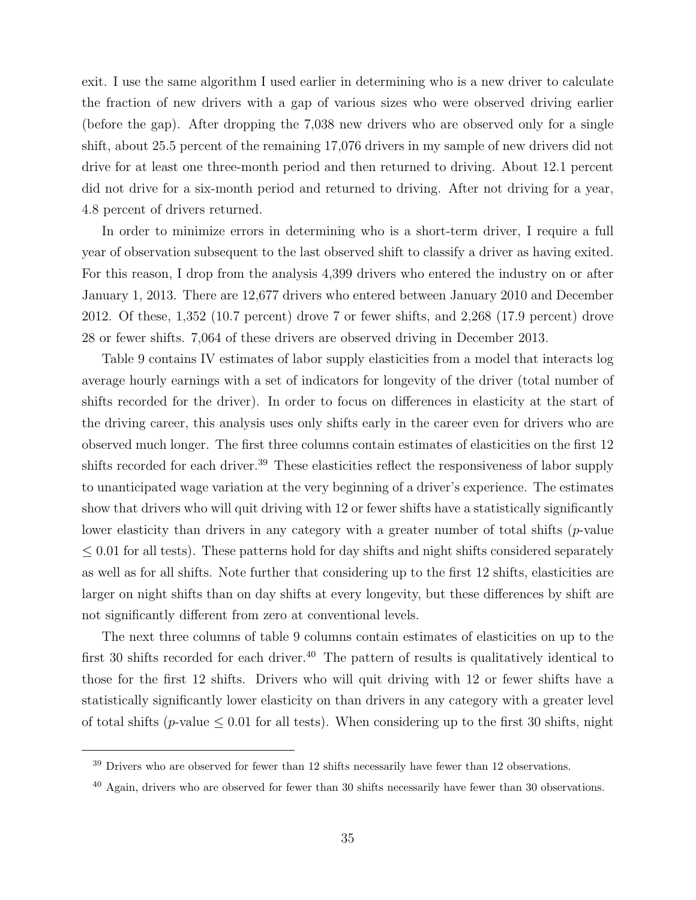exit. I use the same algorithm I used earlier in determining who is a new driver to calculate the fraction of new drivers with a gap of various sizes who were observed driving earlier (before the gap). After dropping the 7,038 new drivers who are observed only for a single shift, about 25.5 percent of the remaining 17,076 drivers in my sample of new drivers did not drive for at least one three-month period and then returned to driving. About 12.1 percent did not drive for a six-month period and returned to driving. After not driving for a year, 4.8 percent of drivers returned.

In order to minimize errors in determining who is a short-term driver, I require a full year of observation subsequent to the last observed shift to classify a driver as having exited. For this reason, I drop from the analysis 4,399 drivers who entered the industry on or after January 1, 2013. There are 12,677 drivers who entered between January 2010 and December 2012. Of these, 1,352 (10.7 percent) drove 7 or fewer shifts, and 2,268 (17.9 percent) drove 28 or fewer shifts. 7,064 of these drivers are observed driving in December 2013.

Table 9 contains IV estimates of labor supply elasticities from a model that interacts log average hourly earnings with a set of indicators for longevity of the driver (total number of shifts recorded for the driver). In order to focus on differences in elasticity at the start of the driving career, this analysis uses only shifts early in the career even for drivers who are observed much longer. The first three columns contain estimates of elasticities on the first 12 shifts recorded for each driver.[39] These elasticities reflect the responsiveness of labor supply to unanticipated wage variation at the very beginning of a driver's experience. The estimates show that drivers who will quit driving with 12 or fewer shifts have a statistically significantly lower elasticity than drivers in any category with a greater number of total shifts ($p$-value $\leq 0.01$ for all tests). These patterns hold for day shifts and night shifts considered separately as well as for all shifts. Note further that considering up to the first 12 shifts, elasticities are larger on night shifts than on day shifts at every longevity, but these differences by shift are not significantly different from zero at conventional levels.

The next three columns of table 9 columns contain estimates of elasticities on up to the first 30 shifts recorded for each driver.[40] The pattern of results is qualitatively identical to those for the first 12 shifts. Drivers who will quit driving with 12 or fewer shifts have a statistically significantly lower elasticity on than drivers in any category with a greater level of total shifts ($p$-value $\leq 0.01$ for all tests). When considering up to the first 30 shifts, night

[39] Drivers who are observed for fewer than 12 shifts necessarily have fewer than 12 observations.

[40] Again, drivers who are observed for fewer than 30 shifts necessarily have fewer than 30 observations.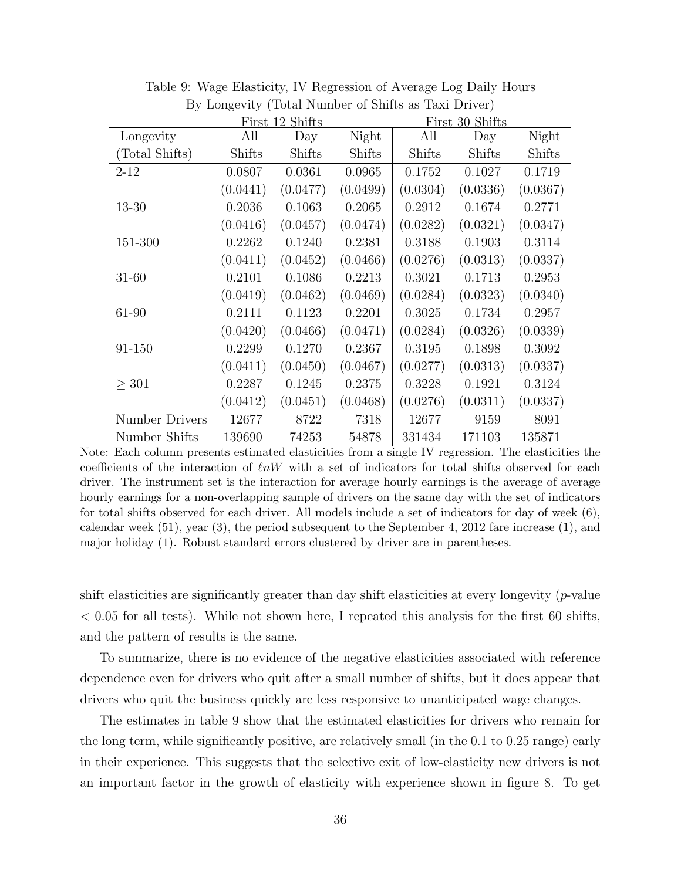Table 9: Wage Elasticity, IV Regression of Average Log Daily Hours
By Longevity (Total Number of Shifts as Taxi Driver)

| | First 12 Shifts | | | First 30 Shifts | | |
|---|---|---|---|---|---|---|
| Longevity (Total Shifts) | All Shifts | Day Shifts | Night Shifts | All Shifts | Day Shifts | Night Shifts |
| 2-12 | 0.0807 | 0.0361 | 0.0965 | 0.1752 | 0.1027 | 0.1719 |
| | (0.0441) | (0.0477) | (0.0499) | (0.0304) | (0.0336) | (0.0367) |
| 13-30 | 0.2036 | 0.1063 | 0.2065 | 0.2912 | 0.1674 | 0.2771 |
| | (0.0416) | (0.0457) | (0.0474) | (0.0282) | (0.0321) | (0.0347) |
| 151-300 | 0.2262 | 0.1240 | 0.2381 | 0.3188 | 0.1903 | 0.3114 |
| | (0.0411) | (0.0452) | (0.0466) | (0.0276) | (0.0313) | (0.0337) |
| 31-60 | 0.2101 | 0.1086 | 0.2213 | 0.3021 | 0.1713 | 0.2953 |
| | (0.0419) | (0.0462) | (0.0469) | (0.0284) | (0.0323) | (0.0340) |
| 61-90 | 0.2111 | 0.1123 | 0.2201 | 0.3025 | 0.1734 | 0.2957 |
| | (0.0420) | (0.0466) | (0.0471) | (0.0284) | (0.0326) | (0.0339) |
| 91-150 | 0.2299 | 0.1270 | 0.2367 | 0.3195 | 0.1898 | 0.3092 |
| | (0.0411) | (0.0450) | (0.0467) | (0.0277) | (0.0313) | (0.0337) |
| $\geq 301$ | 0.2287 | 0.1245 | 0.2375 | 0.3228 | 0.1921 | 0.3124 |
| | (0.0412) | (0.0451) | (0.0468) | (0.0276) | (0.0311) | (0.0337) |
| Number Drivers | 12677 | 8722 | 7318 | 12677 | 9159 | 8091 |
| Number Shifts | 139690 | 74253 | 54878 | 331434 | 171103 | 135871 |

Note: Each column presents estimated elasticities from a single IV regression. The elasticities the coefficients of the interaction of $\ell nW$ with a set of indicators for total shifts observed for each driver. The instrument set is the interaction for average hourly earnings is the average of average hourly earnings for a non-overlapping sample of drivers on the same day with the set of indicators for total shifts observed for each driver. All models include a set of indicators for day of week (6), calendar week (51), year (3), the period subsequent to the September 4, 2012 fare increase (1), and major holiday (1). Robust standard errors clustered by driver are in parentheses.

shift elasticities are significantly greater than day shift elasticities at every longevity ($p$-value $< 0.05$ for all tests). While not shown here, I repeated this analysis for the first 60 shifts, and the pattern of results is the same.

To summarize, there is no evidence of the negative elasticities associated with reference dependence even for drivers who quit after a small number of shifts, but it does appear that drivers who quit the business quickly are less responsive to unanticipated wage changes.

The estimates in table 9 show that the estimated elasticities for drivers who remain for the long term, while significantly positive, are relatively small (in the 0.1 to 0.25 range) early in their experience. This suggests that the selective exit of low-elasticity new drivers is not an important factor in the growth of elasticity with experience shown in figure 8. To get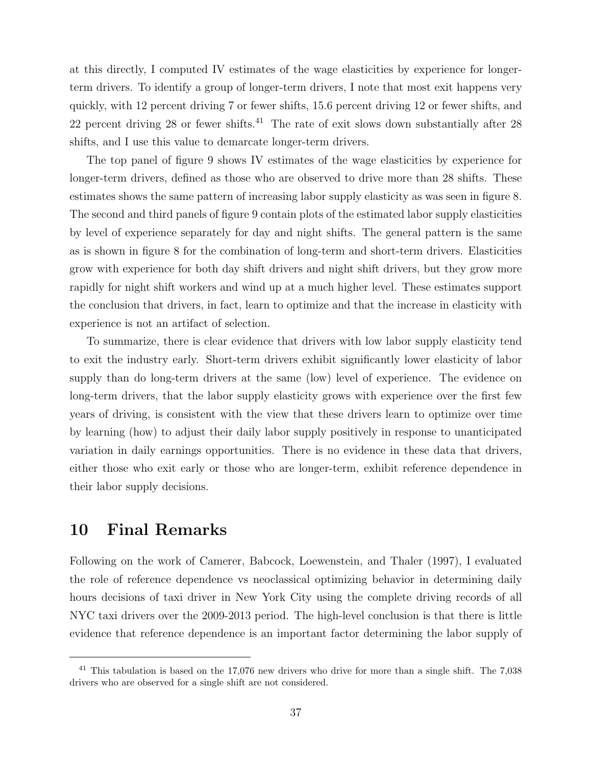at this directly, I computed IV estimates of the wage elasticities by experience for longer-term drivers. To identify a group of longer-term drivers, I note that most exit happens very quickly, with 12 percent driving 7 or fewer shifts, 15.6 percent driving 12 or fewer shifts, and 22 percent driving 28 or fewer shifts.[41] The rate of exit slows down substantially after 28 shifts, and I use this value to demarcate longer-term drivers.

The top panel of figure 9 shows IV estimates of the wage elasticities by experience for longer-term drivers, defined as those who are observed to drive more than 28 shifts. These estimates shows the same pattern of increasing labor supply elasticity as was seen in figure 8. The second and third panels of figure 9 contain plots of the estimated labor supply elasticities by level of experience separately for day and night shifts. The general pattern is the same as is shown in figure 8 for the combination of long-term and short-term drivers. Elasticities grow with experience for both day shift drivers and night shift drivers, but they grow more rapidly for night shift workers and wind up at a much higher level. These estimates support the conclusion that drivers, in fact, learn to optimize and that the increase in elasticity with experience is not an artifact of selection.

To summarize, there is clear evidence that drivers with low labor supply elasticity tend to exit the industry early. Short-term drivers exhibit significantly lower elasticity of labor supply than do long-term drivers at the same (low) level of experience. The evidence on long-term drivers, that the labor supply elasticity grows with experience over the first few years of driving, is consistent with the view that these drivers learn to optimize over time by learning (how) to adjust their daily labor supply positively in response to unanticipated variation in daily earnings opportunities. There is no evidence in these data that drivers, either those who exit early or those who are longer-term, exhibit reference dependence in their labor supply decisions.

# 10 Final Remarks

Following on the work of Camerer, Babcock, Loewenstein, and Thaler (1997), I evaluated the role of reference dependence vs neoclassical optimizing behavior in determining daily hours decisions of taxi driver in New York City using the complete driving records of all NYC taxi drivers over the 2009-2013 period. The high-level conclusion is that there is little evidence that reference dependence is an important factor determining the labor supply of

[41] This tabulation is based on the 17,076 new drivers who drive for more than a single shift. The 7,038 drivers who are observed for a single shift are not considered.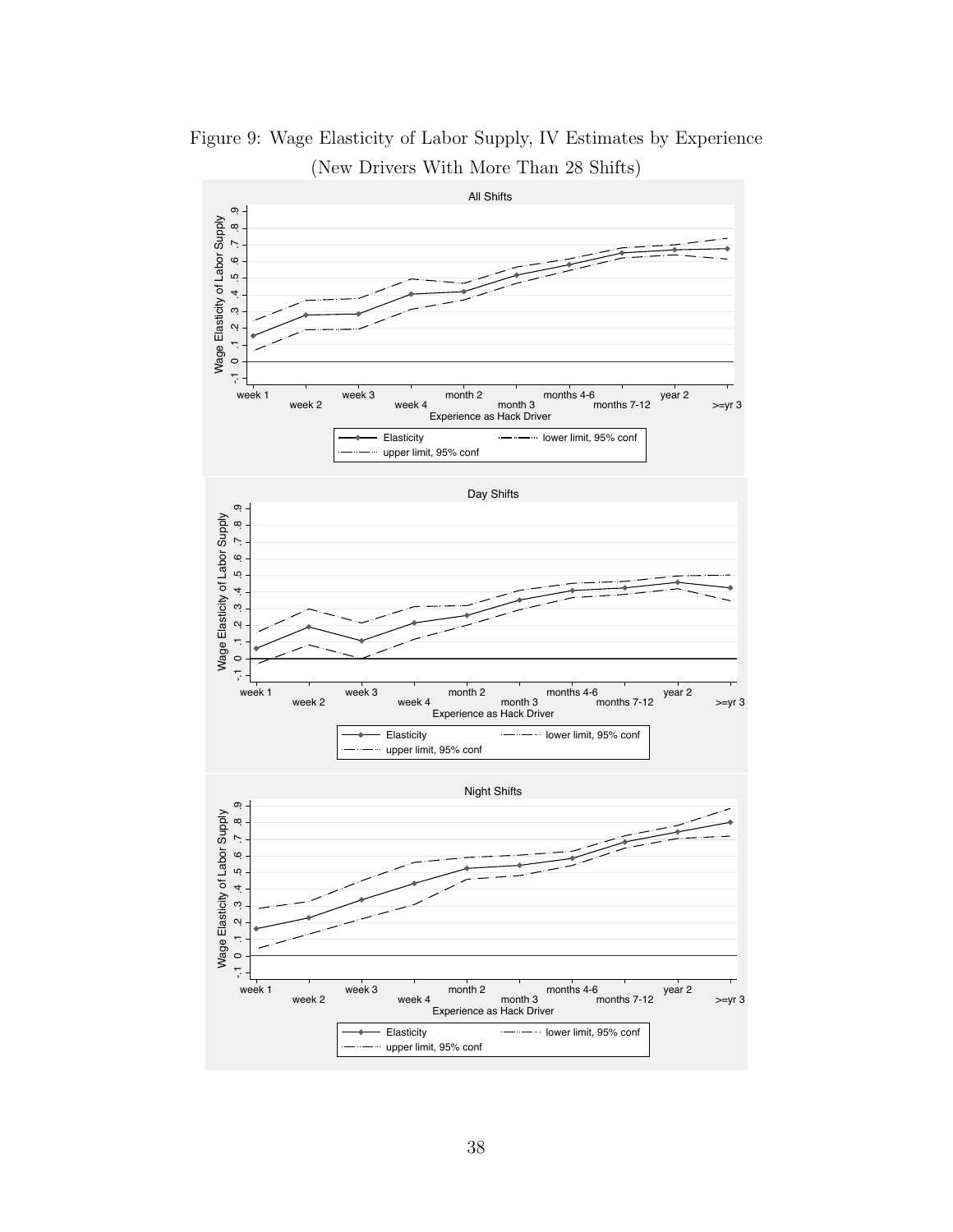Figure 9: Wage Elasticity of Labor Supply, IV Estimates by Experience
(New Drivers With More Than 28 Shifts)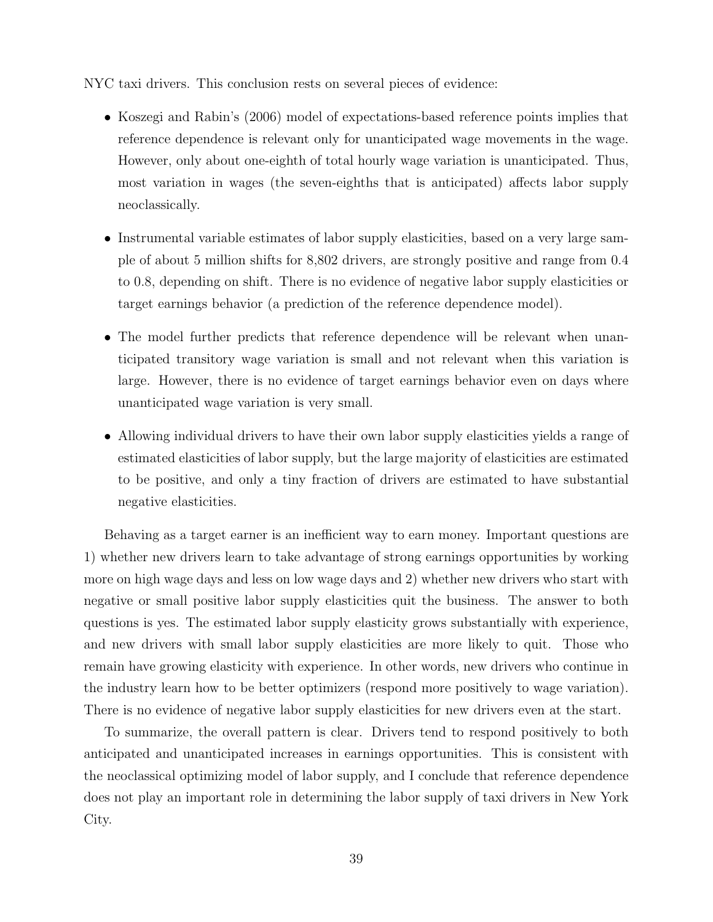NYC taxi drivers. This conclusion rests on several pieces of evidence:

- Koszegi and Rabin's (2006) model of expectations-based reference points implies that reference dependence is relevant only for unanticipated wage movements in the wage. However, only about one-eighth of total hourly wage variation is unanticipated. Thus, most variation in wages (the seven-eighths that is anticipated) affects labor supply neoclassically.
- Instrumental variable estimates of labor supply elasticities, based on a very large sample of about 5 million shifts for 8,802 drivers, are strongly positive and range from 0.4 to 0.8, depending on shift. There is no evidence of negative labor supply elasticities or target earnings behavior (a prediction of the reference dependence model).
- The model further predicts that reference dependence will be relevant when unanticipated transitory wage variation is small and not relevant when this variation is large. However, there is no evidence of target earnings behavior even on days where unanticipated wage variation is very small.
- Allowing individual drivers to have their own labor supply elasticities yields a range of estimated elasticities of labor supply, but the large majority of elasticities are estimated to be positive, and only a tiny fraction of drivers are estimated to have substantial negative elasticities.

Behaving as a target earner is an inefficient way to earn money. Important questions are 1) whether new drivers learn to take advantage of strong earnings opportunities by working more on high wage days and less on low wage days and 2) whether new drivers who start with negative or small positive labor supply elasticities quit the business. The answer to both questions is yes. The estimated labor supply elasticity grows substantially with experience, and new drivers with small labor supply elasticities are more likely to quit. Those who remain have growing elasticity with experience. In other words, new drivers who continue in the industry learn how to be better optimizers (respond more positively to wage variation). There is no evidence of negative labor supply elasticities for new drivers even at the start.

To summarize, the overall pattern is clear. Drivers tend to respond positively to both anticipated and unanticipated increases in earnings opportunities. This is consistent with the neoclassical optimizing model of labor supply, and I conclude that reference dependence does not play an important role in determining the labor supply of taxi drivers in New York City.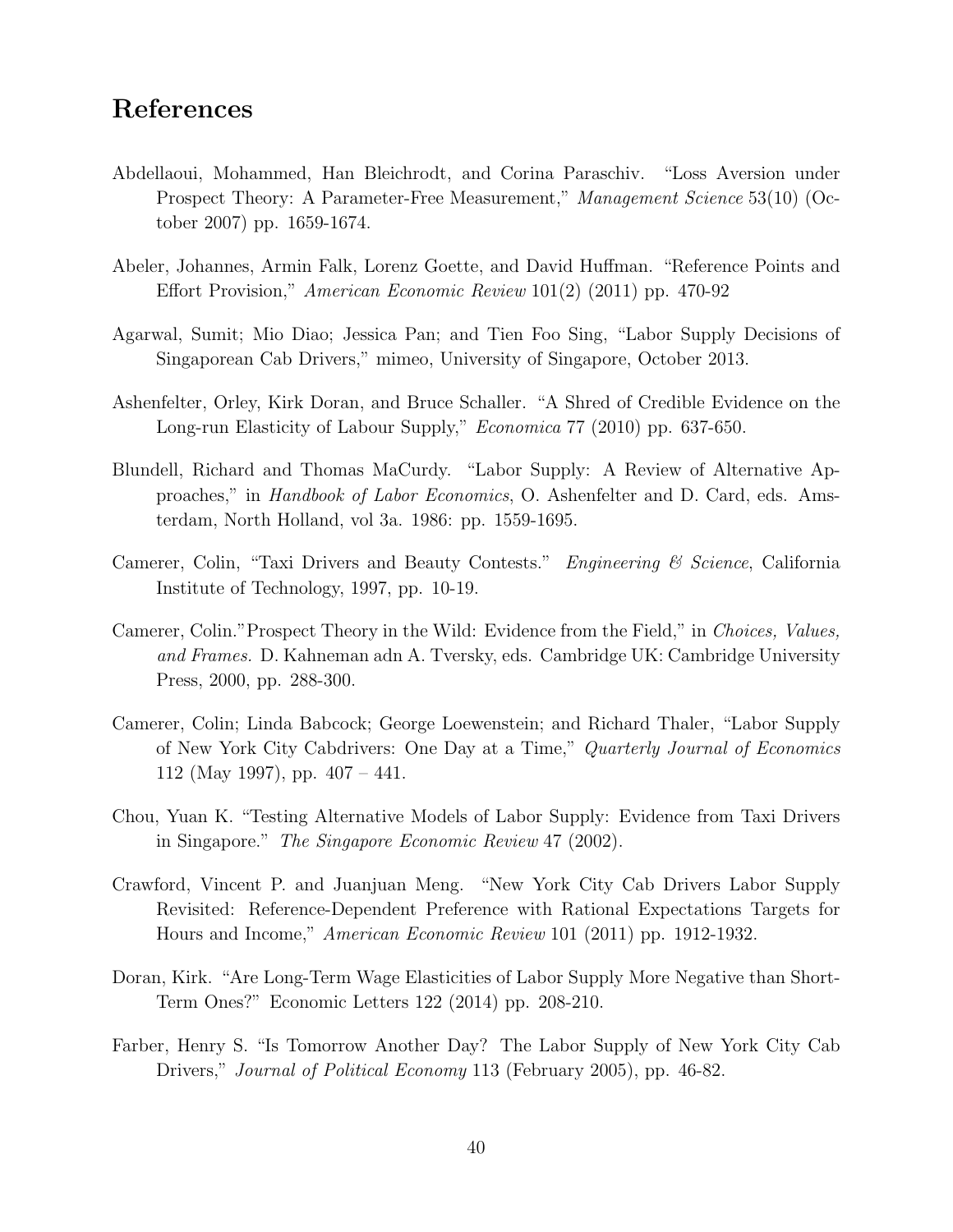# References

Abdellaoui, Mohammed, Han Bleichrodt, and Corina Paraschiv. "Loss Aversion under Prospect Theory: A Parameter-Free Measurement," *Management Science* 53(10) (October 2007) pp. 1659-1674.

Abeler, Johannes, Armin Falk, Lorenz Goette, and David Huffman. "Reference Points and Effort Provision," *American Economic Review* 101(2) (2011) pp. 470-92

Agarwal, Sumit; Mio Diao; Jessica Pan; and Tien Foo Sing, "Labor Supply Decisions of Singaporean Cab Drivers," mimeo, University of Singapore, October 2013.

Ashenfelter, Orley, Kirk Doran, and Bruce Schaller. "A Shred of Credible Evidence on the Long-run Elasticity of Labour Supply," *Economica* 77 (2010) pp. 637-650.

Blundell, Richard and Thomas MaCurdy. "Labor Supply: A Review of Alternative Approaches," in *Handbook of Labor Economics*, O. Ashenfelter and D. Card, eds. Amsterdam, North Holland, vol 3a. 1986: pp. 1559-1695.

Camerer, Colin, "Taxi Drivers and Beauty Contests." *Engineering & Science*, California Institute of Technology, 1997, pp. 10-19.

Camerer, Colin."Prospect Theory in the Wild: Evidence from the Field," in *Choices, Values, and Frames.* D. Kahneman adn A. Tversky, eds. Cambridge UK: Cambridge University Press, 2000, pp. 288-300.

Camerer, Colin; Linda Babcock; George Loewenstein; and Richard Thaler, "Labor Supply of New York City Cabdrivers: One Day at a Time," *Quarterly Journal of Economics* 112 (May 1997), pp. 407 – 441.

Chou, Yuan K. "Testing Alternative Models of Labor Supply: Evidence from Taxi Drivers in Singapore." *The Singapore Economic Review* 47 (2002).

Crawford, Vincent P. and Juanjuan Meng. "New York City Cab Drivers Labor Supply Revisited: Reference-Dependent Preference with Rational Expectations Targets for Hours and Income," *American Economic Review* 101 (2011) pp. 1912-1932.

Doran, Kirk. "Are Long-Term Wage Elasticities of Labor Supply More Negative than Short-Term Ones?" Economic Letters 122 (2014) pp. 208-210.

Farber, Henry S. "Is Tomorrow Another Day? The Labor Supply of New York City Cab Drivers," *Journal of Political Economy* 113 (February 2005), pp. 46-82.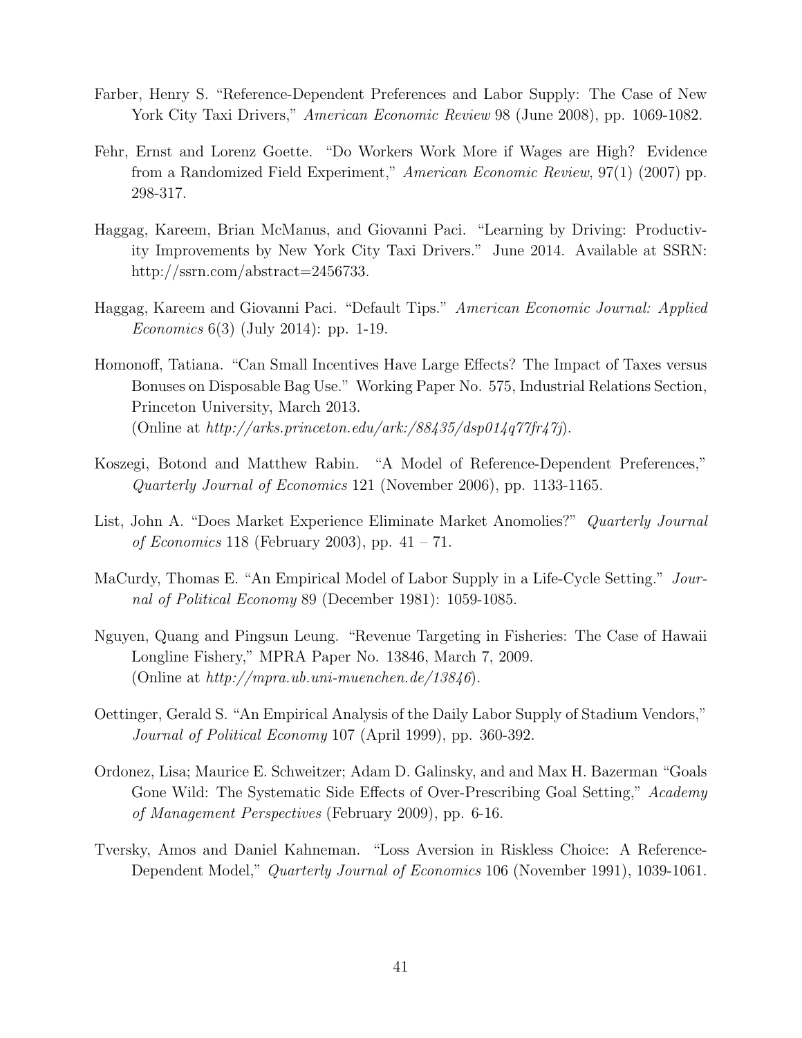Farber, Henry S. "Reference-Dependent Preferences and Labor Supply: The Case of New York City Taxi Drivers," *American Economic Review* 98 (June 2008), pp. 1069-1082.

Fehr, Ernst and Lorenz Goette. "Do Workers Work More if Wages are High? Evidence from a Randomized Field Experiment," *American Economic Review*, 97(1) (2007) pp. 298-317.

Haggag, Kareem, Brian McManus, and Giovanni Paci. "Learning by Driving: Productivity Improvements by New York City Taxi Drivers." June 2014. Available at SSRN: http://ssrn.com/abstract=2456733.

Haggag, Kareem and Giovanni Paci. "Default Tips." *American Economic Journal: Applied Economics* 6(3) (July 2014): pp. 1-19.

Homonoff, Tatiana. "Can Small Incentives Have Large Effects? The Impact of Taxes versus Bonuses on Disposable Bag Use." Working Paper No. 575, Industrial Relations Section, Princeton University, March 2013.
(Online at *http://arks.princeton.edu/ark:/88435/dsp014q77fr47j*).

Koszegi, Botond and Matthew Rabin. "A Model of Reference-Dependent Preferences," *Quarterly Journal of Economics* 121 (November 2006), pp. 1133-1165.

List, John A. "Does Market Experience Eliminate Market Anomolies?" *Quarterly Journal of Economics* 118 (February 2003), pp. 41 – 71.

MaCurdy, Thomas E. "An Empirical Model of Labor Supply in a Life-Cycle Setting." *Journal of Political Economy* 89 (December 1981): 1059-1085.

Nguyen, Quang and Pingsun Leung. "Revenue Targeting in Fisheries: The Case of Hawaii Longline Fishery," MPRA Paper No. 13846, March 7, 2009.
(Online at *http://mpra.ub.uni-muenchen.de/13846*).

Oettinger, Gerald S. "An Empirical Analysis of the Daily Labor Supply of Stadium Vendors," *Journal of Political Economy* 107 (April 1999), pp. 360-392.

Ordonez, Lisa; Maurice E. Schweitzer; Adam D. Galinsky, and and Max H. Bazerman "Goals Gone Wild: The Systematic Side Effects of Over-Prescribing Goal Setting," *Academy of Management Perspectives* (February 2009), pp. 6-16.

Tversky, Amos and Daniel Kahneman. "Loss Aversion in Riskless Choice: A Reference-Dependent Model," *Quarterly Journal of Economics* 106 (November 1991), 1039-1061.